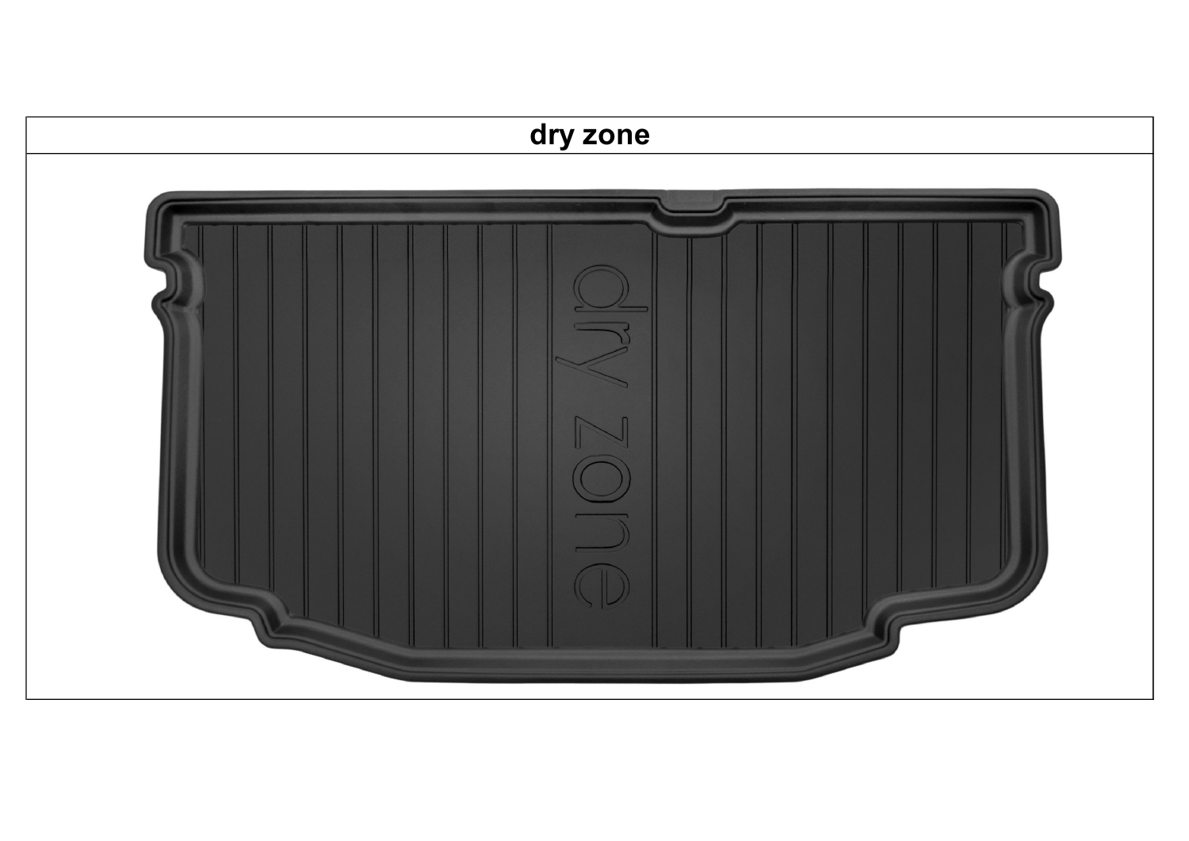| dry zone |
| --- |
| |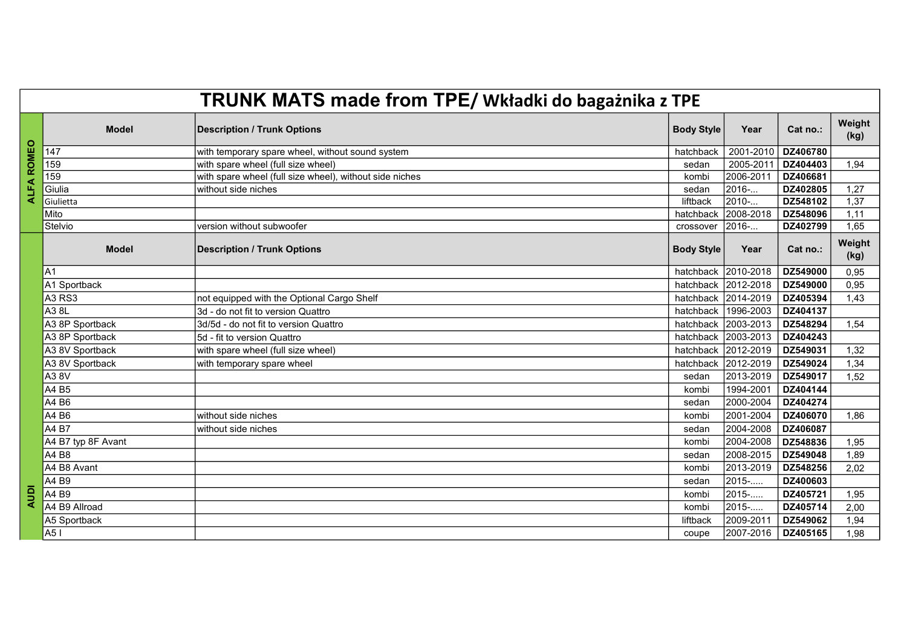# TRUNK MATS made from TPE/ Wkładki do bagażnika z TPE

| | Model | Description / Trunk Options | Body Style | Year | Cat no.: | Weight (kg) |
|---|---|---|---|---|---|---|
| ALFA ROMEO | 147 | with temporary spare wheel, without sound system | hatchback | 2001-2010 | **DZ406780** | |
| | 159 | with spare wheel (full size wheel) | sedan | 2005-2011 | **DZ404403** | 1,94 |
| | 159 | with spare wheel (full size wheel), without side niches | kombi | 2006-2011 | **DZ406681** | |
| | Giulia | without side niches | sedan | 2016-... | **DZ402805** | 1,27 |
| | Giulietta | | liftback | 2010-... | **DZ548102** | 1,37 |
| | Mito | | hatchback | 2008-2018 | **DZ548096** | 1,11 |
| | Stelvio | version without subwoofer | crossover | 2016-... | **DZ402799** | 1,65 |
| | **Model** | **Description / Trunk Options** | **Body Style** | **Year** | **Cat no.:** | **Weight (kg)** |
| AUDI | A1 | | hatchback | 2010-2018 | **DZ549000** | 0,95 |
| | A1 Sportback | | hatchback | 2012-2018 | **DZ549000** | 0,95 |
| | A3 RS3 | not equipped with the Optional Cargo Shelf | hatchback | 2014-2019 | **DZ405394** | 1,43 |
| | A3 8L | 3d - do not fit to version Quattro | hatchback | 1996-2003 | **DZ404137** | |
| | A3 8P Sportback | 3d/5d - do not fit to version Quattro | hatchback | 2003-2013 | **DZ548294** | 1,54 |
| | A3 8P Sportback | 5d - fit to version Quattro | hatchback | 2003-2013 | **DZ404243** | |
| | A3 8V Sportback | with spare wheel (full size wheel) | hatchback | 2012-2019 | **DZ549031** | 1,32 |
| | A3 8V Sportback | with temporary spare wheel | hatchback | 2012-2019 | **DZ549024** | 1,34 |
| | A3 8V | | sedan | 2013-2019 | **DZ549017** | 1,52 |
| | A4 B5 | | kombi | 1994-2001 | **DZ404144** | |
| | A4 B6 | | sedan | 2000-2004 | **DZ404274** | |
| | A4 B6 | without side niches | kombi | 2001-2004 | **DZ406070** | 1,86 |
| | A4 B7 | without side niches | sedan | 2004-2008 | **DZ406087** | |
| | A4 B7 typ 8F Avant | | kombi | 2004-2008 | **DZ548836** | 1,95 |
| | A4 B8 | | sedan | 2008-2015 | **DZ549048** | 1,89 |
| | A4 B8 Avant | | kombi | 2013-2019 | **DZ548256** | 2,02 |
| | A4 B9 | | sedan | 2015-..... | **DZ400603** | |
| | A4 B9 | | kombi | 2015-..... | **DZ405721** | 1,95 |
| | A4 B9 Allroad | | kombi | 2015-..... | **DZ405714** | 2,00 |
| | A5 Sportback | | liftback | 2009-2011 | **DZ549062** | 1,94 |
| | A5 I | | coupe | 2007-2016 | **DZ405165** | 1,98 |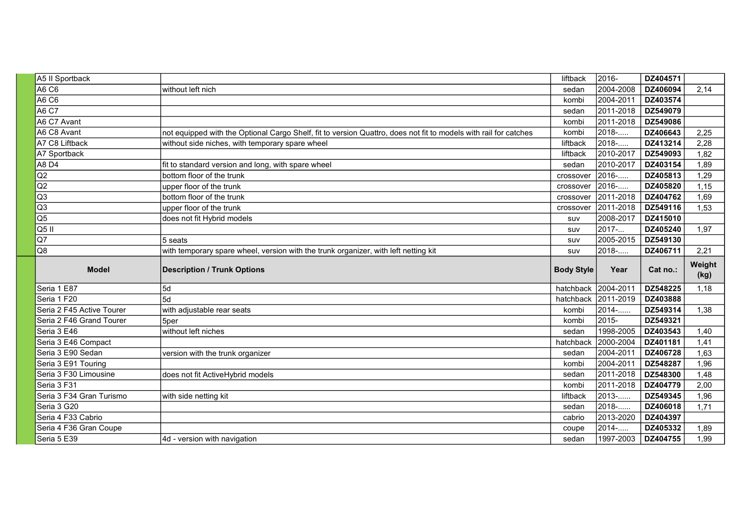| | | | | | |
|---|---|---|---|---|---|
| A5 II Sportback | | liftback | 2016- | **DZ404571** | |
| A6 C6 | without left nich | sedan | 2004-2008 | **DZ406094** | 2,14 |
| A6 C6 | | kombi | 2004-2011 | **DZ403574** | |
| A6 C7 | | sedan | 2011-2018 | **DZ549079** | |
| A6 C7 Avant | | kombi | 2011-2018 | **DZ549086** | |
| A6 C8 Avant | not equipped with the Optional Cargo Shelf, fit to version Quattro, does not fit to models with rail for catches | kombi | 2018-..... | **DZ406643** | 2,25 |
| A7 C8 Liftback | without side niches, with temporary spare wheel | liftback | 2018-..... | **DZ413214** | 2,28 |
| A7 Sportback | | liftback | 2010-2017 | **DZ549093** | 1,82 |
| A8 D4 | fit to standard version and long, with spare wheel | sedan | 2010-2017 | **DZ403154** | 1,89 |
| Q2 | bottom floor of the trunk | crossover | 2016-..... | **DZ405813** | 1,29 |
| Q2 | upper floor of the trunk | crossover | 2016-..... | **DZ405820** | 1,15 |
| Q3 | bottom floor of the trunk | crossover | 2011-2018 | **DZ404762** | 1,69 |
| Q3 | upper floor of the trunk | crossover | 2011-2018 | **DZ549116** | 1,53 |
| Q5 | does not fit Hybrid models | suv | 2008-2017 | **DZ415010** | |
| Q5 II | | suv | 2017-... | **DZ405240** | 1,97 |
| Q7 | 5 seats | suv | 2005-2015 | **DZ549130** | |
| Q8 | with temporary spare wheel, version with the trunk organizer, with left netting kit | suv | 2018-..... | **DZ406711** | 2,21 |

| **Model** | **Description / Trunk Options** | **Body Style** | **Year** | **Cat no.:** | **Weight (kg)** |
|---|---|---|---|---|---|
| Seria 1 E87 | 5d | hatchback | 2004-2011 | **DZ548225** | 1,18 |
| Seria 1 F20 | 5d | hatchback | 2011-2019 | **DZ403888** | |
| Seria 2 F45 Active Tourer | with adjustable rear seats | kombi | 2014-...... | **DZ549314** | 1,38 |
| Seria 2 F46 Grand Tourer | 5per | kombi | 2015- | **DZ549321** | |
| Seria 3 E46 | without left niches | sedan | 1998-2005 | **DZ403543** | 1,40 |
| Seria 3 E46 Compact | | hatchback | 2000-2004 | **DZ401181** | 1,41 |
| Seria 3 E90 Sedan | version with the trunk organizer | sedan | 2004-2011 | **DZ406728** | 1,63 |
| Seria 3 E91 Touring | | kombi | 2004-2011 | **DZ548287** | 1,96 |
| Seria 3 F30 Limousine | does not fit ActiveHybrid models | sedan | 2011-2018 | **DZ548300** | 1,48 |
| Seria 3 F31 | | kombi | 2011-2018 | **DZ404779** | 2,00 |
| Seria 3 F34 Gran Turismo | with side netting kit | liftback | 2013-...... | **DZ549345** | 1,96 |
| Seria 3 G20 | | sedan | 2018-...... | **DZ406018** | 1,71 |
| Seria 4 F33 Cabrio | | cabrio | 2013-2020 | **DZ404397** | |
| Seria 4 F36 Gran Coupe | | coupe | 2014-..... | **DZ405332** | 1,89 |
| Seria 5 E39 | 4d - version with navigation | sedan | 1997-2003 | **DZ404755** | 1,99 |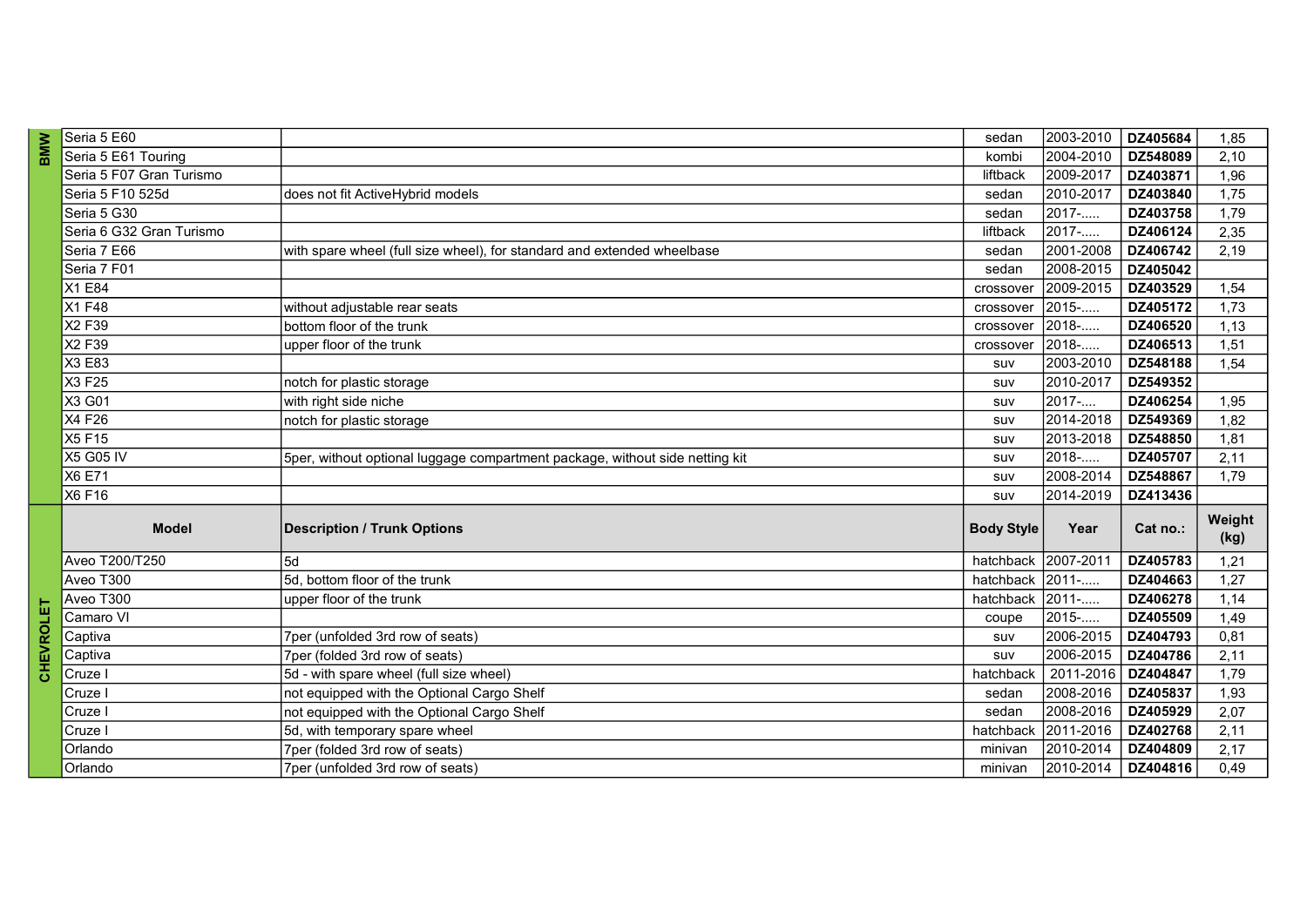| | Model | Description / Trunk Options | Body Style | Year | Cat no.: | Weight (kg) |
|---|---|---|---|---|---|---|
| BMW | Seria 5 E60 | | sedan | 2003-2010 | **DZ405684** | 1,85 |
| | Seria 5 E61 Touring | | kombi | 2004-2010 | **DZ548089** | 2,10 |
| | Seria 5 F07 Gran Turismo | | liftback | 2009-2017 | **DZ403871** | 1,96 |
| | Seria 5 F10 525d | does not fit ActiveHybrid models | sedan | 2010-2017 | **DZ403840** | 1,75 |
| | Seria 5 G30 | | sedan | 2017-..... | **DZ403758** | 1,79 |
| | Seria 6 G32 Gran Turismo | | liftback | 2017-..... | **DZ406124** | 2,35 |
| | Seria 7 E66 | with spare wheel (full size wheel), for standard and extended wheelbase | sedan | 2001-2008 | **DZ406742** | 2,19 |
| | Seria 7 F01 | | sedan | 2008-2015 | **DZ405042** | |
| | X1 E84 | | crossover | 2009-2015 | **DZ403529** | 1,54 |
| | X1 F48 | without adjustable rear seats | crossover | 2015-..... | **DZ405172** | 1,73 |
| | X2 F39 | bottom floor of the trunk | crossover | 2018-..... | **DZ406520** | 1,13 |
| | X2 F39 | upper floor of the trunk | crossover | 2018-..... | **DZ406513** | 1,51 |
| | X3 E83 | | suv | 2003-2010 | **DZ548188** | 1,54 |
| | X3 F25 | notch for plastic storage | suv | 2010-2017 | **DZ549352** | |
| | X3 G01 | with right side niche | suv | 2017-.... | **DZ406254** | 1,95 |
| | X4 F26 | notch for plastic storage | suv | 2014-2018 | **DZ549369** | 1,82 |
| | X5 F15 | | suv | 2013-2018 | **DZ548850** | 1,81 |
| | X5 G05 IV | 5per, without optional luggage compartment package, without side netting kit | suv | 2018-..... | **DZ405707** | 2,11 |
| | X6 E71 | | suv | 2008-2014 | **DZ548867** | 1,79 |
| | X6 F16 | | suv | 2014-2019 | **DZ413436** | |
| CHEVROLET | **Model** | **Description / Trunk Options** | **Body Style** | **Year** | **Cat no.:** | **Weight (kg)** |
| | Aveo T200/T250 | 5d | hatchback | 2007-2011 | **DZ405783** | 1,21 |
| | Aveo T300 | 5d, bottom floor of the trunk | hatchback | 2011-..... | **DZ404663** | 1,27 |
| | Aveo T300 | upper floor of the trunk | hatchback | 2011-..... | **DZ406278** | 1,14 |
| | Camaro VI | | coupe | 2015-..... | **DZ405509** | 1,49 |
| | Captiva | 7per (unfolded 3rd row of seats) | suv | 2006-2015 | **DZ404793** | 0,81 |
| | Captiva | 7per (folded 3rd row of seats) | suv | 2006-2015 | **DZ404786** | 2,11 |
| | Cruze I | 5d - with spare wheel (full size wheel) | hatchback | 2011-2016 | **DZ404847** | 1,79 |
| | Cruze I | not equipped with the Optional Cargo Shelf | sedan | 2008-2016 | **DZ405837** | 1,93 |
| | Cruze I | not equipped with the Optional Cargo Shelf | sedan | 2008-2016 | **DZ405929** | 2,07 |
| | Cruze I | 5d, with temporary spare wheel | hatchback | 2011-2016 | **DZ402768** | 2,11 |
| | Orlando | 7per (folded 3rd row of seats) | minivan | 2010-2014 | **DZ404809** | 2,17 |
| | Orlando | 7per (unfolded 3rd row of seats) | minivan | 2010-2014 | **DZ404816** | 0,49 |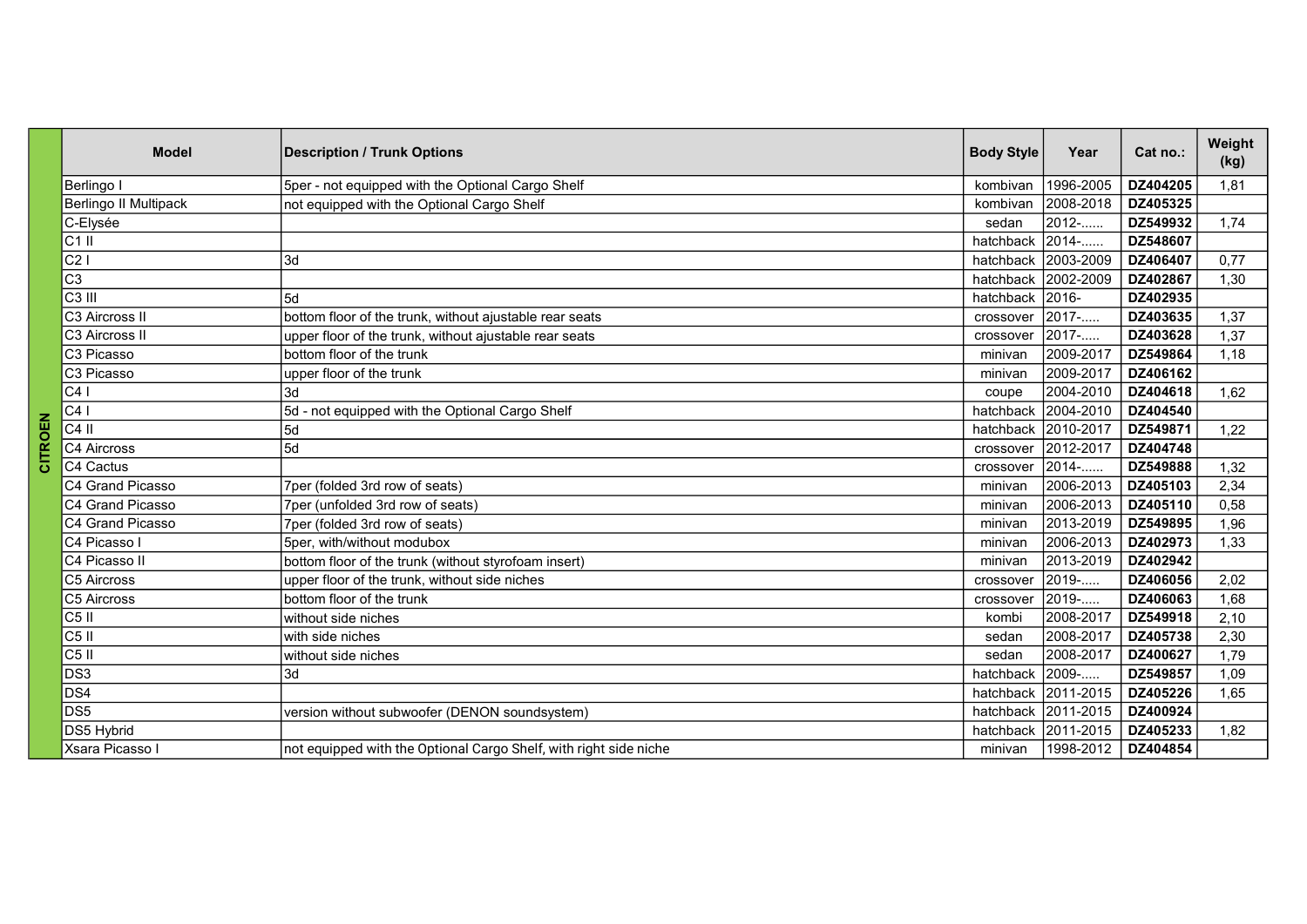| | Model | Description / Trunk Options | Body Style | Year | Cat no.: | Weight (kg) |
|---|---|---|---|---|---|---|
| CITROEN | Berlingo I | 5per - not equipped with the Optional Cargo Shelf | kombivan | 1996-2005 | **DZ404205** | 1,81 |
| | Berlingo II Multipack | not equipped with the Optional Cargo Shelf | kombivan | 2008-2018 | **DZ405325** | |
| | C-Elysée | | sedan | 2012-...... | **DZ549932** | 1,74 |
| | C1 II | | hatchback | 2014-...... | **DZ548607** | |
| | C2 I | 3d | hatchback | 2003-2009 | **DZ406407** | 0,77 |
| | C3 | | hatchback | 2002-2009 | **DZ402867** | 1,30 |
| | C3 III | 5d | hatchback | 2016- | **DZ402935** | |
| | C3 Aircross II | bottom floor of the trunk, without ajustable rear seats | crossover | 2017-..... | **DZ403635** | 1,37 |
| | C3 Aircross II | upper floor of the trunk, without ajustable rear seats | crossover | 2017-..... | **DZ403628** | 1,37 |
| | C3 Picasso | bottom floor of the trunk | minivan | 2009-2017 | **DZ549864** | 1,18 |
| | C3 Picasso | upper floor of the trunk | minivan | 2009-2017 | **DZ406162** | |
| | C4 I | 3d | coupe | 2004-2010 | **DZ404618** | 1,62 |
| | C4 I | 5d - not equipped with the Optional Cargo Shelf | hatchback | 2004-2010 | **DZ404540** | |
| | C4 II | 5d | hatchback | 2010-2017 | **DZ549871** | 1,22 |
| | C4 Aircross | 5d | crossover | 2012-2017 | **DZ404748** | |
| | C4 Cactus | | crossover | 2014-...... | **DZ549888** | 1,32 |
| | C4 Grand Picasso | 7per (folded 3rd row of seats) | minivan | 2006-2013 | **DZ405103** | 2,34 |
| | C4 Grand Picasso | 7per (unfolded 3rd row of seats) | minivan | 2006-2013 | **DZ405110** | 0,58 |
| | C4 Grand Picasso | 7per (folded 3rd row of seats) | minivan | 2013-2019 | **DZ549895** | 1,96 |
| | C4 Picasso I | 5per, with/without modubox | minivan | 2006-2013 | **DZ402973** | 1,33 |
| | C4 Picasso II | bottom floor of the trunk (without styrofoam insert) | minivan | 2013-2019 | **DZ402942** | |
| | C5 Aircross | upper floor of the trunk, without side niches | crossover | 2019-..... | **DZ406056** | 2,02 |
| | C5 Aircross | bottom floor of the trunk | crossover | 2019-..... | **DZ406063** | 1,68 |
| | C5 II | without side niches | kombi | 2008-2017 | **DZ549918** | 2,10 |
| | C5 II | with side niches | sedan | 2008-2017 | **DZ405738** | 2,30 |
| | C5 II | without side niches | sedan | 2008-2017 | **DZ400627** | 1,79 |
| | DS3 | 3d | hatchback | 2009-..... | **DZ549857** | 1,09 |
| | DS4 | | hatchback | 2011-2015 | **DZ405226** | 1,65 |
| | DS5 | version without subwoofer (DENON soundsystem) | hatchback | 2011-2015 | **DZ400924** | |
| | DS5 Hybrid | | hatchback | 2011-2015 | **DZ405233** | 1,82 |
| | Xsara Picasso I | not equipped with the Optional Cargo Shelf, with right side niche | minivan | 1998-2012 | **DZ404854** | |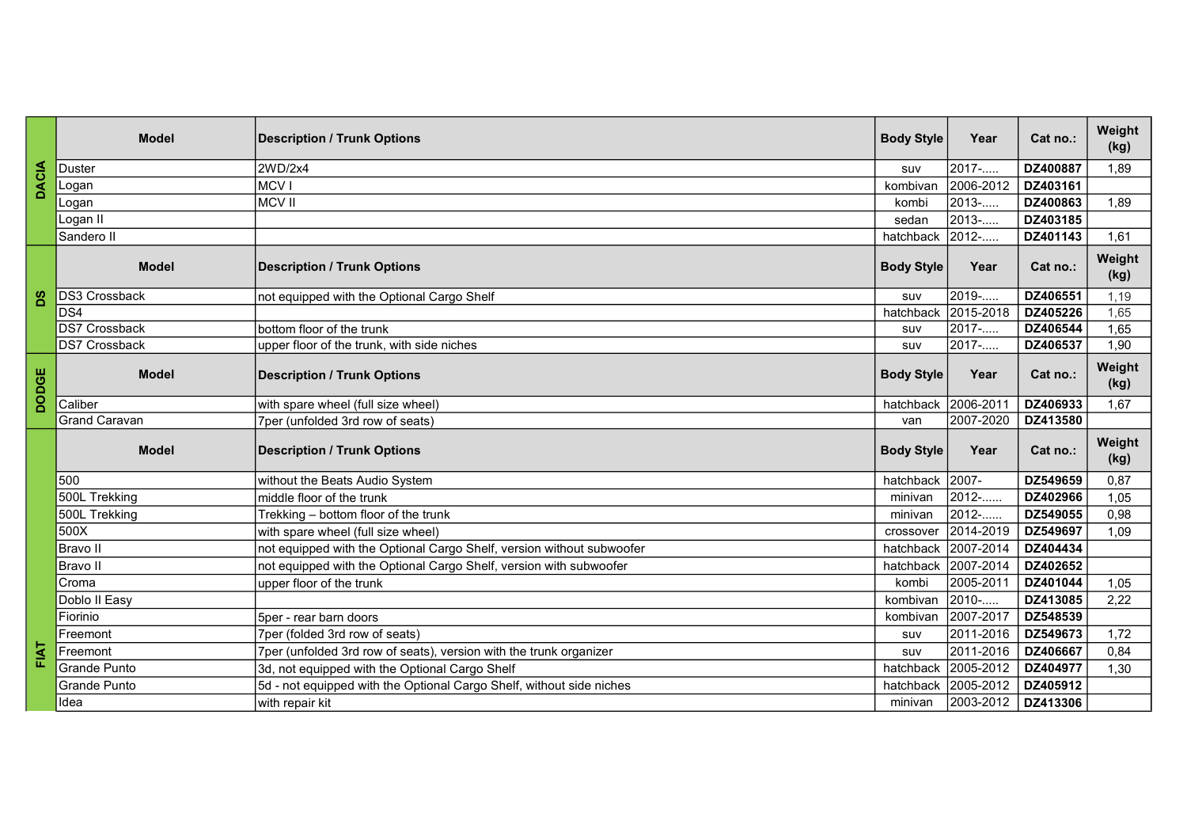## DACIA

| Model | Description / Trunk Options | Body Style | Year | Cat no.: | Weight (kg) |
|---|---|---|---|---|---|
| Duster | 2WD/2x4 | suv | 2017-..... | DZ400887 | 1,89 |
| Logan | MCV I | kombivan | 2006-2012 | DZ403161 | |
| Logan | MCV II | kombi | 2013-..... | DZ400863 | 1,89 |
| Logan II | | sedan | 2013-..... | DZ403185 | |
| Sandero II | | hatchback | 2012-..... | DZ401143 | 1,61 |

## DS

| Model | Description / Trunk Options | Body Style | Year | Cat no.: | Weight (kg) |
|---|---|---|---|---|---|
| DS3 Crossback | not equipped with the Optional Cargo Shelf | suv | 2019-..... | DZ406551 | 1,19 |
| DS4 | | hatchback | 2015-2018 | DZ405226 | 1,65 |
| DS7 Crossback | bottom floor of the trunk | suv | 2017-..... | DZ406544 | 1,65 |
| DS7 Crossback | upper floor of the trunk, with side niches | suv | 2017-..... | DZ406537 | 1,90 |

## DODGE

| Model | Description / Trunk Options | Body Style | Year | Cat no.: | Weight (kg) |
|---|---|---|---|---|---|
| Caliber | with spare wheel (full size wheel) | hatchback | 2006-2011 | DZ406933 | 1,67 |
| Grand Caravan | 7per (unfolded 3rd row of seats) | van | 2007-2020 | DZ413580 | |

## FIAT

| Model | Description / Trunk Options | Body Style | Year | Cat no.: | Weight (kg) |
|---|---|---|---|---|---|
| 500 | without the Beats Audio System | hatchback | 2007- | DZ549659 | 0,87 |
| 500L Trekking | middle floor of the trunk | minivan | 2012-...... | DZ402966 | 1,05 |
| 500L Trekking | Trekking – bottom floor of the trunk | minivan | 2012-...... | DZ549055 | 0,98 |
| 500X | with spare wheel (full size wheel) | crossover | 2014-2019 | DZ549697 | 1,09 |
| Bravo II | not equipped with the Optional Cargo Shelf, version without subwoofer | hatchback | 2007-2014 | DZ404434 | |
| Bravo II | not equipped with the Optional Cargo Shelf, version with subwoofer | hatchback | 2007-2014 | DZ402652 | |
| Croma | upper floor of the trunk | kombi | 2005-2011 | DZ401044 | 1,05 |
| Doblo II Easy | | kombivan | 2010-..... | DZ413085 | 2,22 |
| Fiorinio | 5per - rear barn doors | kombivan | 2007-2017 | DZ548539 | |
| Freemont | 7per (folded 3rd row of seats) | suv | 2011-2016 | DZ549673 | 1,72 |
| Freemont | 7per (unfolded 3rd row of seats), version with the trunk organizer | suv | 2011-2016 | DZ406667 | 0,84 |
| Grande Punto | 3d, not equipped with the Optional Cargo Shelf | hatchback | 2005-2012 | DZ404977 | 1,30 |
| Grande Punto | 5d - not equipped with the Optional Cargo Shelf, without side niches | hatchback | 2005-2012 | DZ405912 | |
| Idea | with repair kit | minivan | 2003-2012 | DZ413306 | |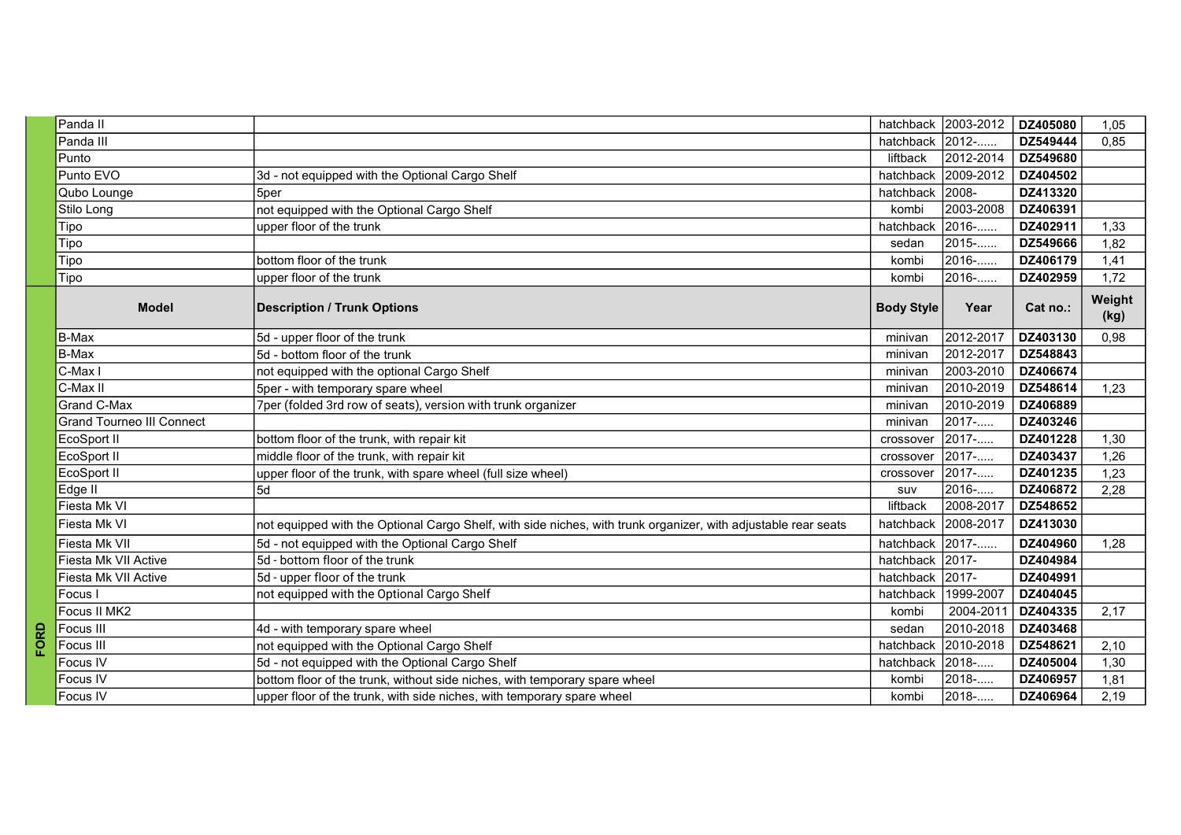| | Model | Description / Trunk Options | Body Style | Year | Cat no.: | Weight (kg) |
|---|---|---|---|---|---|---|
| | Panda II | | hatchback | 2003-2012 | **DZ405080** | 1,05 |
| | Panda III | | hatchback | 2012-...... | **DZ549444** | 0,85 |
| | Punto | | liftback | 2012-2014 | **DZ549680** | |
| | Punto EVO | 3d - not equipped with the Optional Cargo Shelf | hatchback | 2009-2012 | **DZ404502** | |
| | Qubo Lounge | 5per | hatchback | 2008- | **DZ413320** | |
| | Stilo Long | not equipped with the Optional Cargo Shelf | kombi | 2003-2008 | **DZ406391** | |
| | Tipo | upper floor of the trunk | hatchback | 2016-...... | **DZ402911** | 1,33 |
| | Tipo | | sedan | 2015-...... | **DZ549666** | 1,82 |
| | Tipo | bottom floor of the trunk | kombi | 2016-...... | **DZ406179** | 1,41 |
| | Tipo | upper floor of the trunk | kombi | 2016-...... | **DZ402959** | 1,72 |
| **FORD** | **Model** | **Description / Trunk Options** | **Body Style** | **Year** | **Cat no.:** | **Weight (kg)** |
| FORD | B-Max | 5d - upper floor of the trunk | minivan | 2012-2017 | **DZ403130** | 0,98 |
| FORD | B-Max | 5d - bottom floor of the trunk | minivan | 2012-2017 | **DZ548843** | |
| FORD | C-Max I | not equipped with the optional Cargo Shelf | minivan | 2003-2010 | **DZ406674** | |
| FORD | C-Max II | 5per - with temporary spare wheel | minivan | 2010-2019 | **DZ548614** | 1,23 |
| FORD | Grand C-Max | 7per (folded 3rd row of seats), version with trunk organizer | minivan | 2010-2019 | **DZ406889** | |
| FORD | Grand Tourneo III Connect | | minivan | 2017-..... | **DZ403246** | |
| FORD | EcoSport II | bottom floor of the trunk, with repair kit | crossover | 2017-..... | **DZ401228** | 1,30 |
| FORD | EcoSport II | middle floor of the trunk, with repair kit | crossover | 2017-..... | **DZ403437** | 1,26 |
| FORD | EcoSport II | upper floor of the trunk, with spare wheel (full size wheel) | crossover | 2017-..... | **DZ401235** | 1,23 |
| FORD | Edge II | 5d | suv | 2016-..... | **DZ406872** | 2,28 |
| FORD | Fiesta Mk VI | | liftback | 2008-2017 | **DZ548652** | |
| FORD | Fiesta Mk VI | not equipped with the Optional Cargo Shelf, with side niches, with trunk organizer, with adjustable rear seats | hatchback | 2008-2017 | **DZ413030** | |
| FORD | Fiesta Mk VII | 5d - not equipped with the Optional Cargo Shelf | hatchback | 2017-...... | **DZ404960** | 1,28 |
| FORD | Fiesta Mk VII Active | 5d - bottom floor of the trunk | hatchback | 2017- | **DZ404984** | |
| FORD | Fiesta Mk VII Active | 5d - upper floor of the trunk | hatchback | 2017- | **DZ404991** | |
| FORD | Focus I | not equipped with the Optional Cargo Shelf | hatchback | 1999-2007 | **DZ404045** | |
| FORD | Focus II MK2 | | kombi | 2004-2011 | **DZ404335** | 2,17 |
| FORD | Focus III | 4d - with temporary spare wheel | sedan | 2010-2018 | **DZ403468** | |
| FORD | Focus III | not equipped with the Optional Cargo Shelf | hatchback | 2010-2018 | **DZ548621** | 2,10 |
| FORD | Focus IV | 5d - not equipped with the Optional Cargo Shelf | hatchback | 2018-..... | **DZ405004** | 1,30 |
| FORD | Focus IV | bottom floor of the trunk, without side niches, with temporary spare wheel | kombi | 2018-..... | **DZ406957** | 1,81 |
| FORD | Focus IV | upper floor of the trunk, with side niches, with temporary spare wheel | kombi | 2018-..... | **DZ406964** | 2,19 |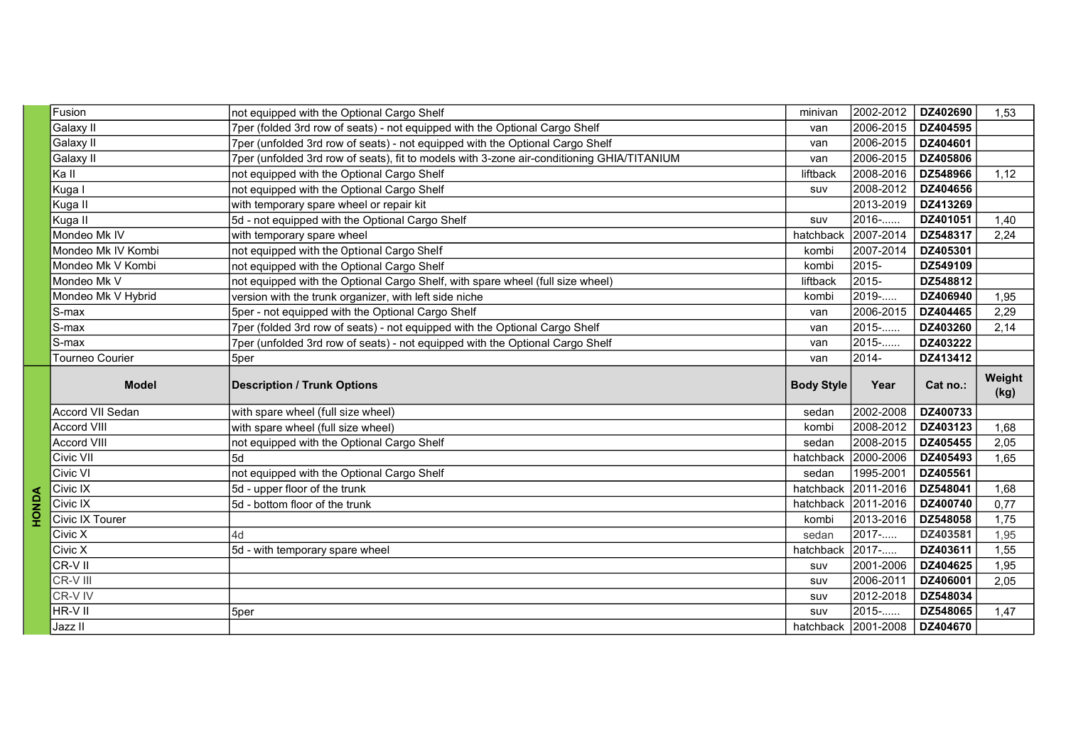| | Model | Description / Trunk Options | Body Style | Year | Cat no.: | Weight (kg) |
|---|---|---|---|---|---|---|
| | Fusion | not equipped with the Optional Cargo Shelf | minivan | 2002-2012 | **DZ402690** | 1,53 |
| | Galaxy II | 7per (folded 3rd row of seats) - not equipped with the Optional Cargo Shelf | van | 2006-2015 | **DZ404595** | |
| | Galaxy II | 7per (unfolded 3rd row of seats) - not equipped with the Optional Cargo Shelf | van | 2006-2015 | **DZ404601** | |
| | Galaxy II | 7per (unfolded 3rd row of seats), fit to models with 3-zone air-conditioning GHIA/TITANIUM | van | 2006-2015 | **DZ405806** | |
| | Ka II | not equipped with the Optional Cargo Shelf | liftback | 2008-2016 | **DZ548966** | 1,12 |
| | Kuga I | not equipped with the Optional Cargo Shelf | suv | 2008-2012 | **DZ404656** | |
| | Kuga II | with temporary spare wheel or repair kit | | 2013-2019 | **DZ413269** | |
| | Kuga II | 5d - not equipped with the Optional Cargo Shelf | suv | 2016-...... | **DZ401051** | 1,40 |
| | Mondeo Mk IV | with temporary spare wheel | hatchback | 2007-2014 | **DZ548317** | 2,24 |
| | Mondeo Mk IV Kombi | not equipped with the Optional Cargo Shelf | kombi | 2007-2014 | **DZ405301** | |
| | Mondeo Mk V Kombi | not equipped with the Optional Cargo Shelf | kombi | 2015- | **DZ549109** | |
| | Mondeo Mk V | not equipped with the Optional Cargo Shelf, with spare wheel (full size wheel) | liftback | 2015- | **DZ548812** | |
| | Mondeo Mk V Hybrid | version with the trunk organizer, with left side niche | kombi | 2019-..... | **DZ406940** | 1,95 |
| | S-max | 5per - not equipped with the Optional Cargo Shelf | van | 2006-2015 | **DZ404465** | 2,29 |
| | S-max | 7per (folded 3rd row of seats) - not equipped with the Optional Cargo Shelf | van | 2015-...... | **DZ403260** | 2,14 |
| | S-max | 7per (unfolded 3rd row of seats) - not equipped with the Optional Cargo Shelf | van | 2015-...... | **DZ403222** | |
| | Tourneo Courier | 5per | van | 2014- | **DZ413412** | |
| **HONDA** | **Model** | **Description / Trunk Options** | **Body Style** | **Year** | **Cat no.:** | **Weight (kg)** |
| | Accord VII Sedan | with spare wheel (full size wheel) | sedan | 2002-2008 | **DZ400733** | |
| | Accord VIII | with spare wheel (full size wheel) | kombi | 2008-2012 | **DZ403123** | 1,68 |
| | Accord VIII | not equipped with the Optional Cargo Shelf | sedan | 2008-2015 | **DZ405455** | 2,05 |
| | Civic VII | 5d | hatchback | 2000-2006 | **DZ405493** | 1,65 |
| | Civic VI | not equipped with the Optional Cargo Shelf | sedan | 1995-2001 | **DZ405561** | |
| | Civic IX | 5d - upper floor of the trunk | hatchback | 2011-2016 | **DZ548041** | 1,68 |
| | Civic IX | 5d - bottom floor of the trunk | hatchback | 2011-2016 | **DZ400740** | 0,77 |
| | Civic IX Tourer | | kombi | 2013-2016 | **DZ548058** | 1,75 |
| | Civic X | 4d | sedan | 2017-..... | **DZ403581** | 1,95 |
| | Civic X | 5d - with temporary spare wheel | hatchback | 2017-..... | **DZ403611** | 1,55 |
| | CR-V II | | suv | 2001-2006 | **DZ404625** | 1,95 |
| | CR-V III | | suv | 2006-2011 | **DZ406001** | 2,05 |
| | CR-V IV | | suv | 2012-2018 | **DZ548034** | |
| | HR-V II | 5per | suv | 2015-...... | **DZ548065** | 1,47 |
| | Jazz II | | hatchback | 2001-2008 | **DZ404670** | |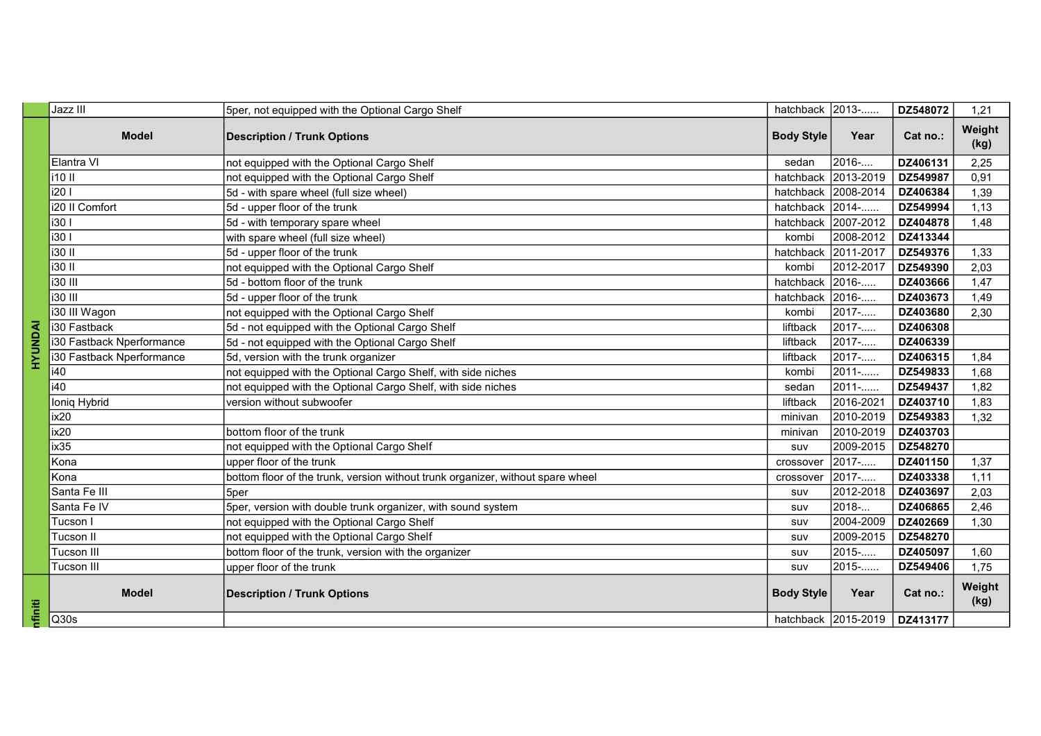| | Model | Description / Trunk Options | Body Style | Year | Cat no.: | Weight (kg) |
|---|---|---|---|---|---|---|
| | Jazz III | 5per, not equipped with the Optional Cargo Shelf | hatchback | 2013-...... | DZ548072 | 1,21 |

| HYUNDAI | Model | Description / Trunk Options | Body Style | Year | Cat no.: | Weight (kg) |
|---|---|---|---|---|---|---|
| | Elantra VI | not equipped with the Optional Cargo Shelf | sedan | 2016-.... | DZ406131 | 2,25 |
| | i10 II | not equipped with the Optional Cargo Shelf | hatchback | 2013-2019 | DZ549987 | 0,91 |
| | i20 I | 5d - with spare wheel (full size wheel) | hatchback | 2008-2014 | DZ406384 | 1,39 |
| | i20 II Comfort | 5d - upper floor of the trunk | hatchback | 2014-...... | DZ549994 | 1,13 |
| | i30 I | 5d - with temporary spare wheel | hatchback | 2007-2012 | DZ404878 | 1,48 |
| | i30 I | with spare wheel (full size wheel) | kombi | 2008-2012 | DZ413344 | |
| | i30 II | 5d - upper floor of the trunk | hatchback | 2011-2017 | DZ549376 | 1,33 |
| | i30 II | not equipped with the Optional Cargo Shelf | kombi | 2012-2017 | DZ549390 | 2,03 |
| | i30 III | 5d - bottom floor of the trunk | hatchback | 2016-..... | DZ403666 | 1,47 |
| | i30 III | 5d - upper floor of the trunk | hatchback | 2016-..... | DZ403673 | 1,49 |
| | i30 III Wagon | not equipped with the Optional Cargo Shelf | kombi | 2017-..... | DZ403680 | 2,30 |
| | i30 Fastback | 5d - not equipped with the Optional Cargo Shelf | liftback | 2017-..... | DZ406308 | |
| | i30 Fastback Nperformance | 5d - not equipped with the Optional Cargo Shelf | liftback | 2017-..... | DZ406339 | |
| | i30 Fastback Nperformance | 5d, version with the trunk organizer | liftback | 2017-..... | DZ406315 | 1,84 |
| | i40 | not equipped with the Optional Cargo Shelf, with side niches | kombi | 2011-...... | DZ549833 | 1,68 |
| | i40 | not equipped with the Optional Cargo Shelf, with side niches | sedan | 2011-...... | DZ549437 | 1,82 |
| | Ioniq Hybrid | version without subwoofer | liftback | 2016-2021 | DZ403710 | 1,83 |
| | ix20 | | minivan | 2010-2019 | DZ549383 | 1,32 |
| | ix20 | bottom floor of the trunk | minivan | 2010-2019 | DZ403703 | |
| | ix35 | not equipped with the Optional Cargo Shelf | suv | 2009-2015 | DZ548270 | |
| | Kona | upper floor of the trunk | crossover | 2017-..... | DZ401150 | 1,37 |
| | Kona | bottom floor of the trunk, version without trunk organizer, without spare wheel | crossover | 2017-..... | DZ403338 | 1,11 |
| | Santa Fe III | 5per | suv | 2012-2018 | DZ403697 | 2,03 |
| | Santa Fe IV | 5per, version with double trunk organizer, with sound system | suv | 2018-... | DZ406865 | 2,46 |
| | Tucson I | not equipped with the Optional Cargo Shelf | suv | 2004-2009 | DZ402669 | 1,30 |
| | Tucson II | not equipped with the Optional Cargo Shelf | suv | 2009-2015 | DZ548270 | |
| | Tucson III | bottom floor of the trunk, version with the organizer | suv | 2015-..... | DZ405097 | 1,60 |
| | Tucson III | upper floor of the trunk | suv | 2015-...... | DZ549406 | 1,75 |

| Infiniti | Model | Description / Trunk Options | Body Style | Year | Cat no.: | Weight (kg) |
|---|---|---|---|---|---|---|
| | Q30s | | hatchback | 2015-2019 | DZ413177 | |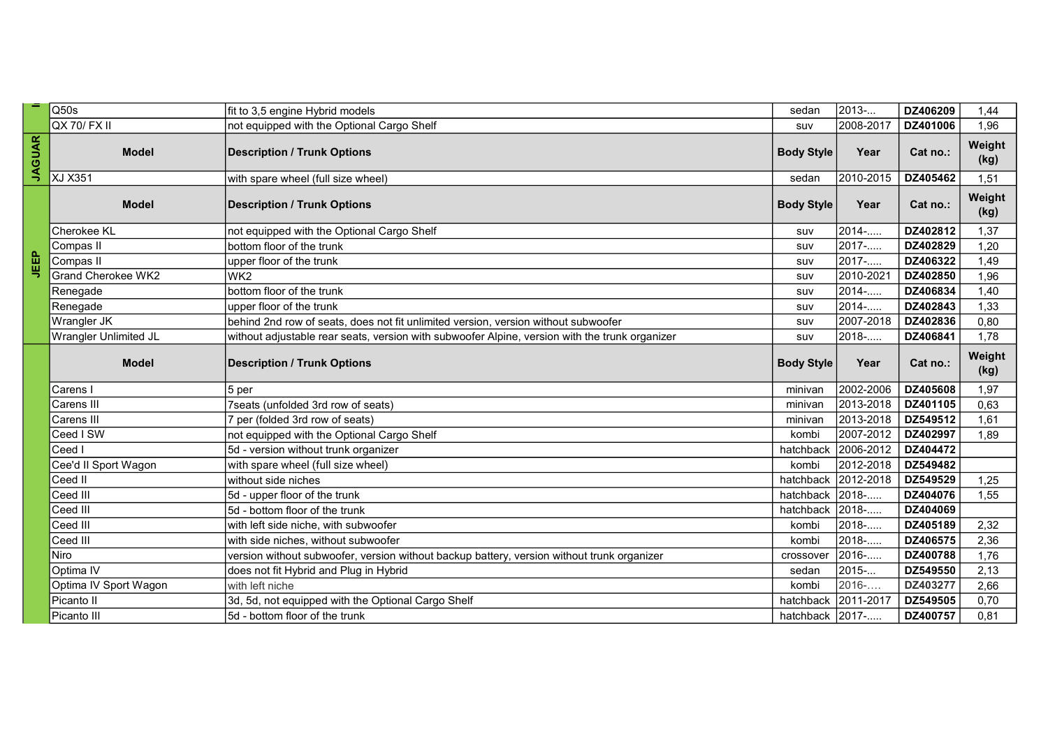| | Model | Description / Trunk Options | Body Style | Year | Cat no.: | Weight (kg) |
|---|---|---|---|---|---|---|
| I | Q50s | fit to 3,5 engine Hybrid models | sedan | 2013-... | DZ406209 | 1,44 |
| | QX 70/ FX II | not equipped with the Optional Cargo Shelf | suv | 2008-2017 | DZ401006 | 1,96 |

| JAGUAR | Model | Description / Trunk Options | Body Style | Year | Cat no.: | Weight (kg) |
|---|---|---|---|---|---|---|
| | XJ X351 | with spare wheel (full size wheel) | sedan | 2010-2015 | DZ405462 | 1,51 |

| JEEP | Model | Description / Trunk Options | Body Style | Year | Cat no.: | Weight (kg) |
|---|---|---|---|---|---|---|
| | Cherokee KL | not equipped with the Optional Cargo Shelf | suv | 2014-..... | DZ402812 | 1,37 |
| | Compas II | bottom floor of the trunk | suv | 2017-..... | DZ402829 | 1,20 |
| | Compas II | upper floor of the trunk | suv | 2017-..... | DZ406322 | 1,49 |
| | Grand Cherokee WK2 | WK2 | suv | 2010-2021 | DZ402850 | 1,96 |
| | Renegade | bottom floor of the trunk | suv | 2014-..... | DZ406834 | 1,40 |
| | Renegade | upper floor of the trunk | suv | 2014-..... | DZ402843 | 1,33 |
| | Wrangler JK | behind 2nd row of seats, does not fit unlimited version, version without subwoofer | suv | 2007-2018 | DZ402836 | 0,80 |
| | Wrangler Unlimited JL | without adjustable rear seats, version with subwoofer Alpine, version with the trunk organizer | suv | 2018-..... | DZ406841 | 1,78 |

| | Model | Description / Trunk Options | Body Style | Year | Cat no.: | Weight (kg) |
|---|---|---|---|---|---|---|
| | Carens I | 5 per | minivan | 2002-2006 | DZ405608 | 1,97 |
| | Carens III | 7seats (unfolded 3rd row of seats) | minivan | 2013-2018 | DZ401105 | 0,63 |
| | Carens III | 7 per (folded 3rd row of seats) | minivan | 2013-2018 | DZ549512 | 1,61 |
| | Ceed I SW | not equipped with the Optional Cargo Shelf | kombi | 2007-2012 | DZ402997 | 1,89 |
| | Ceed I | 5d - version without trunk organizer | hatchback | 2006-2012 | DZ404472 | |
| | Cee'd II Sport Wagon | with spare wheel (full size wheel) | kombi | 2012-2018 | DZ549482 | |
| | Ceed II | without side niches | hatchback | 2012-2018 | DZ549529 | 1,25 |
| | Ceed III | 5d - upper floor of the trunk | hatchback | 2018-..... | DZ404076 | 1,55 |
| | Ceed III | 5d - bottom floor of the trunk | hatchback | 2018-..... | DZ404069 | |
| | Ceed III | with left side niche, with subwoofer | kombi | 2018-..... | DZ405189 | 2,32 |
| | Ceed III | with side niches, without subwoofer | kombi | 2018-..... | DZ406575 | 2,36 |
| | Niro | version without subwoofer, version without backup battery, version without trunk organizer | crossover | 2016-..... | DZ400788 | 1,76 |
| | Optima IV | does not fit Hybrid and Plug in Hybrid | sedan | 2015-... | DZ549550 | 2,13 |
| | Optima IV Sport Wagon | with left niche | kombi | 2016-.... | DZ403277 | 2,66 |
| | Picanto II | 3d, 5d, not equipped with the Optional Cargo Shelf | hatchback | 2011-2017 | DZ549505 | 0,70 |
| | Picanto III | 5d - bottom floor of the trunk | hatchback | 2017-..... | DZ400757 | 0,81 |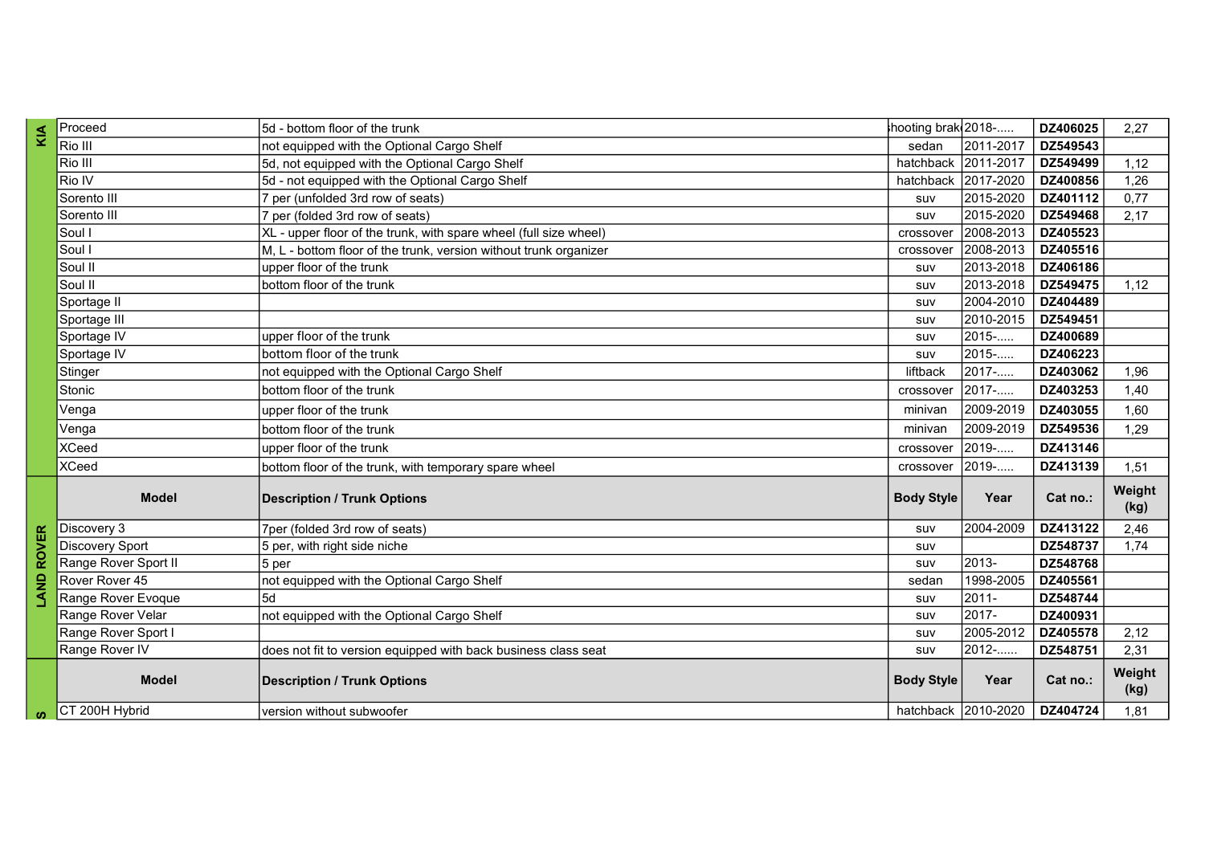| | Model | Description / Trunk Options | Body Style | Year | Cat no.: | Weight (kg) |
|---|---|---|---|---|---|---|
| KIA | Proceed | 5d - bottom floor of the trunk | shooting brake | 2018-..... | DZ406025 | 2,27 |
| | Rio III | not equipped with the Optional Cargo Shelf | sedan | 2011-2017 | DZ549543 | |
| | Rio III | 5d, not equipped with the Optional Cargo Shelf | hatchback | 2011-2017 | DZ549499 | 1,12 |
| | Rio IV | 5d - not equipped with the Optional Cargo Shelf | hatchback | 2017-2020 | DZ400856 | 1,26 |
| | Sorento III | 7 per (unfolded 3rd row of seats) | suv | 2015-2020 | DZ401112 | 0,77 |
| | Sorento III | 7 per (folded 3rd row of seats) | suv | 2015-2020 | DZ549468 | 2,17 |
| | Soul I | XL - upper floor of the trunk, with spare wheel (full size wheel) | crossover | 2008-2013 | DZ405523 | |
| | Soul I | M, L - bottom floor of the trunk, version without trunk organizer | crossover | 2008-2013 | DZ405516 | |
| | Soul II | upper floor of the trunk | suv | 2013-2018 | DZ406186 | |
| | Soul II | bottom floor of the trunk | suv | 2013-2018 | DZ549475 | 1,12 |
| | Sportage II | | suv | 2004-2010 | DZ404489 | |
| | Sportage III | | suv | 2010-2015 | DZ549451 | |
| | Sportage IV | upper floor of the trunk | suv | 2015-..... | DZ400689 | |
| | Sportage IV | bottom floor of the trunk | suv | 2015-..... | DZ406223 | |
| | Stinger | not equipped with the Optional Cargo Shelf | liftback | 2017-..... | DZ403062 | 1,96 |
| | Stonic | bottom floor of the trunk | crossover | 2017-..... | DZ403253 | 1,40 |
| | Venga | upper floor of the trunk | minivan | 2009-2019 | DZ403055 | 1,60 |
| | Venga | bottom floor of the trunk | minivan | 2009-2019 | DZ549536 | 1,29 |
| | XCeed | upper floor of the trunk | crossover | 2019-..... | DZ413146 | |
| | XCeed | bottom floor of the trunk, with temporary spare wheel | crossover | 2019-..... | DZ413139 | 1,51 |
| LAND ROVER | **Model** | **Description / Trunk Options** | **Body Style** | **Year** | **Cat no.:** | **Weight (kg)** |
| | Discovery 3 | 7per (folded 3rd row of seats) | suv | 2004-2009 | DZ413122 | 2,46 |
| | Discovery Sport | 5 per, with right side niche | suv | | DZ548737 | 1,74 |
| | Range Rover Sport II | 5 per | suv | 2013- | DZ548768 | |
| | Rover Rover 45 | not equipped with the Optional Cargo Shelf | sedan | 1998-2005 | DZ405561 | |
| | Range Rover Evoque | 5d | suv | 2011- | DZ548744 | |
| | Range Rover Velar | not equipped with the Optional Cargo Shelf | suv | 2017- | DZ400931 | |
| | Range Rover Sport I | | suv | 2005-2012 | DZ405578 | 2,12 |
| | Range Rover IV | does not fit to version equipped with back business class seat | suv | 2012-...... | DZ548751 | 2,31 |
| S | **Model** | **Description / Trunk Options** | **Body Style** | **Year** | **Cat no.:** | **Weight (kg)** |
| | CT 200H Hybrid | version without subwoofer | hatchback | 2010-2020 | DZ404724 | 1,81 |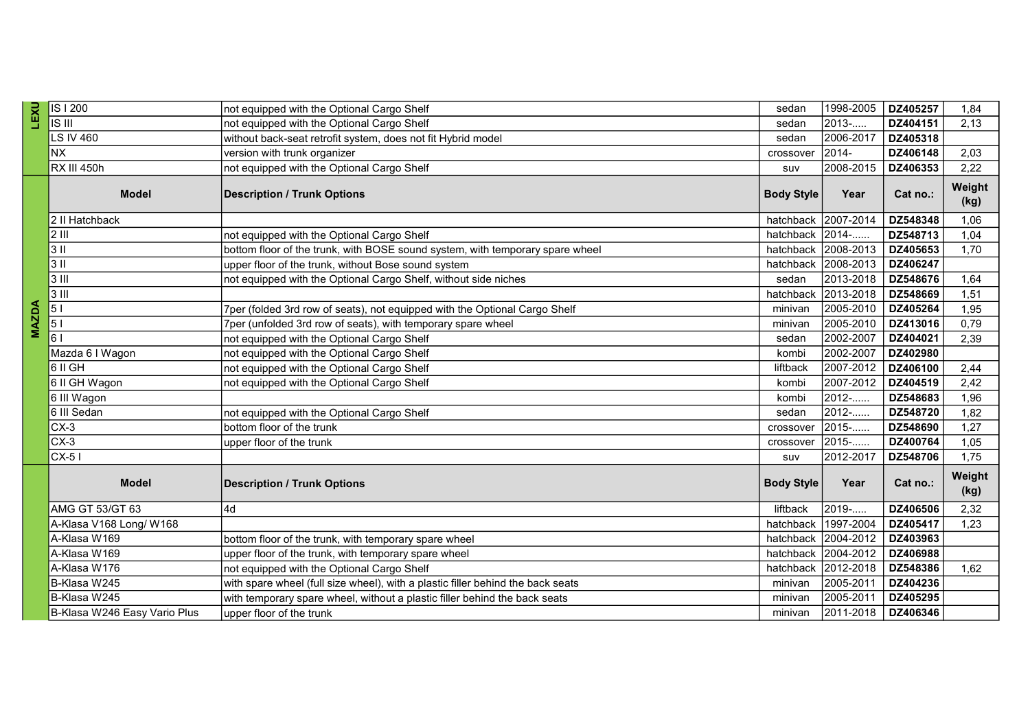| Brand | Model | Description / Trunk Options | Body Style | Year | Cat no.: | Weight (kg) |
|---|---|---|---|---|---|---|
| LEXU | IS I 200 | not equipped with the Optional Cargo Shelf | sedan | 1998-2005 | DZ405257 | 1,84 |
| | IS III | not equipped with the Optional Cargo Shelf | sedan | 2013-..... | DZ404151 | 2,13 |
| | LS IV 460 | without back-seat retrofit system, does not fit Hybrid model | sedan | 2006-2017 | DZ405318 | |
| | NX | version with trunk organizer | crossover | 2014- | DZ406148 | 2,03 |
| | RX III 450h | not equipped with the Optional Cargo Shelf | suv | 2008-2015 | DZ406353 | 2,22 |

| Brand | Model | Description / Trunk Options | Body Style | Year | Cat no.: | Weight (kg) |
|---|---|---|---|---|---|---|
| MAZDA | 2 II Hatchback | | hatchback | 2007-2014 | DZ548348 | 1,06 |
| | 2 III | not equipped with the Optional Cargo Shelf | hatchback | 2014-...... | DZ548713 | 1,04 |
| | 3 II | bottom floor of the trunk, with BOSE sound system, with temporary spare wheel | hatchback | 2008-2013 | DZ405653 | 1,70 |
| | 3 II | upper floor of the trunk, without Bose sound system | hatchback | 2008-2013 | DZ406247 | |
| | 3 III | not equipped with the Optional Cargo Shelf, without side niches | sedan | 2013-2018 | DZ548676 | 1,64 |
| | 3 III | | hatchback | 2013-2018 | DZ548669 | 1,51 |
| | 5 I | 7per (folded 3rd row of seats), not equipped with the Optional Cargo Shelf | minivan | 2005-2010 | DZ405264 | 1,95 |
| | 5 I | 7per (unfolded 3rd row of seats), with temporary spare wheel | minivan | 2005-2010 | DZ413016 | 0,79 |
| | 6 I | not equipped with the Optional Cargo Shelf | sedan | 2002-2007 | DZ404021 | 2,39 |
| | Mazda 6 I Wagon | not equipped with the Optional Cargo Shelf | kombi | 2002-2007 | DZ402980 | |
| | 6 II GH | not equipped with the Optional Cargo Shelf | liftback | 2007-2012 | DZ406100 | 2,44 |
| | 6 II GH Wagon | not equipped with the Optional Cargo Shelf | kombi | 2007-2012 | DZ404519 | 2,42 |
| | 6 III Wagon | | kombi | 2012-...... | DZ548683 | 1,96 |
| | 6 III Sedan | not equipped with the Optional Cargo Shelf | sedan | 2012-...... | DZ548720 | 1,82 |
| | CX-3 | bottom floor of the trunk | crossover | 2015-...... | DZ548690 | 1,27 |
| | CX-3 | upper floor of the trunk | crossover | 2015-...... | DZ400764 | 1,05 |
| | CX-5 I | | suv | 2012-2017 | DZ548706 | 1,75 |

| Brand | Model | Description / Trunk Options | Body Style | Year | Cat no.: | Weight (kg) |
|---|---|---|---|---|---|---|
| | AMG GT 53/GT 63 | 4d | liftback | 2019-..... | DZ406506 | 2,32 |
| | A-Klasa V168 Long/ W168 | | hatchback | 1997-2004 | DZ405417 | 1,23 |
| | A-Klasa W169 | bottom floor of the trunk, with temporary spare wheel | hatchback | 2004-2012 | DZ403963 | |
| | A-Klasa W169 | upper floor of the trunk, with temporary spare wheel | hatchback | 2004-2012 | DZ406988 | |
| | A-Klasa W176 | not equipped with the Optional Cargo Shelf | hatchback | 2012-2018 | DZ548386 | 1,62 |
| | B-Klasa W245 | with spare wheel (full size wheel), with a plastic filler behind the back seats | minivan | 2005-2011 | DZ404236 | |
| | B-Klasa W245 | with temporary spare wheel, without a plastic filler behind the back seats | minivan | 2005-2011 | DZ405295 | |
| | B-Klasa W246 Easy Vario Plus | upper floor of the trunk | minivan | 2011-2018 | DZ406346 | |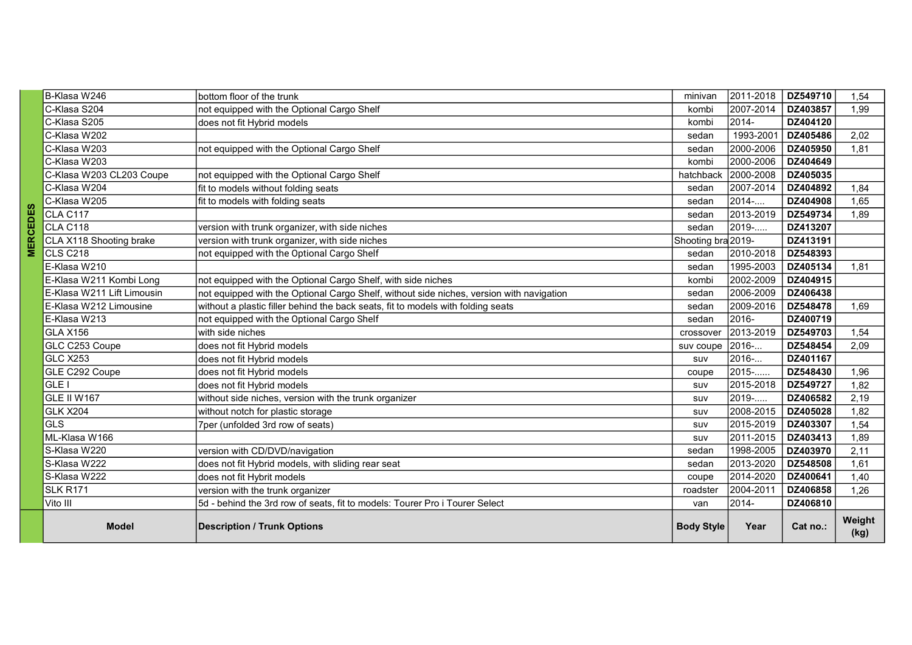| MERCEDES | Model | Description / Trunk Options | Body Style | Year | Cat no.: | Weight (kg) |
|---|---|---|---|---|---|---|
| | B-Klasa W246 | bottom floor of the trunk | minivan | 2011-2018 | DZ549710 | 1,54 |
| | C-Klasa S204 | not equipped with the Optional Cargo Shelf | kombi | 2007-2014 | DZ403857 | 1,99 |
| | C-Klasa S205 | does not fit Hybrid models | kombi | 2014- | DZ404120 | |
| | C-Klasa W202 | | sedan | 1993-2001 | DZ405486 | 2,02 |
| | C-Klasa W203 | not equipped with the Optional Cargo Shelf | sedan | 2000-2006 | DZ405950 | 1,81 |
| | C-Klasa W203 | | kombi | 2000-2006 | DZ404649 | |
| | C-Klasa W203 CL203 Coupe | not equipped with the Optional Cargo Shelf | hatchback | 2000-2008 | DZ405035 | |
| | C-Klasa W204 | fit to models without folding seats | sedan | 2007-2014 | DZ404892 | 1,84 |
| | C-Klasa W205 | fit to models with folding seats | sedan | 2014-.... | DZ404908 | 1,65 |
| | CLA C117 | | sedan | 2013-2019 | DZ549734 | 1,89 |
| | CLA C118 | version with trunk organizer, with side niches | sedan | 2019-..... | DZ413207 | |
| | CLA X118 Shooting brake | version with trunk organizer, with side niches | Shooting bra | 2019- | DZ413191 | |
| | CLS C218 | not equipped with the Optional Cargo Shelf | sedan | 2010-2018 | DZ548393 | |
| | E-Klasa W210 | | sedan | 1995-2003 | DZ405134 | 1,81 |
| | E-Klasa W211 Kombi Long | not equipped with the Optional Cargo Shelf, with side niches | kombi | 2002-2009 | DZ404915 | |
| | E-Klasa W211 Lift Limousin | not equipped with the Optional Cargo Shelf, without side niches, version with navigation | sedan | 2006-2009 | DZ406438 | |
| | E-Klasa W212 Limousine | without a plastic filler behind the back seats, fit to models with folding seats | sedan | 2009-2016 | DZ548478 | 1,69 |
| | E-Klasa W213 | not equipped with the Optional Cargo Shelf | sedan | 2016- | DZ400719 | |
| | GLA X156 | with side niches | crossover | 2013-2019 | DZ549703 | 1,54 |
| | GLC C253 Coupe | does not fit Hybrid models | suv coupe | 2016-... | DZ548454 | 2,09 |
| | GLC X253 | does not fit Hybrid models | suv | 2016-... | DZ401167 | |
| | GLE C292 Coupe | does not fit Hybrid models | coupe | 2015-...... | DZ548430 | 1,96 |
| | GLE I | does not fit Hybrid models | suv | 2015-2018 | DZ549727 | 1,82 |
| | GLE II W167 | without side niches, version with the trunk organizer | suv | 2019-..... | DZ406582 | 2,19 |
| | GLK X204 | without notch for plastic storage | suv | 2008-2015 | DZ405028 | 1,82 |
| | GLS | 7per (unfolded 3rd row of seats) | suv | 2015-2019 | DZ403307 | 1,54 |
| | ML-Klasa W166 | | suv | 2011-2015 | DZ403413 | 1,89 |
| | S-Klasa W220 | version with CD/DVD/navigation | sedan | 1998-2005 | DZ403970 | 2,11 |
| | S-Klasa W222 | does not fit Hybrid models, with sliding rear seat | sedan | 2013-2020 | DZ548508 | 1,61 |
| | S-Klasa W222 | does not fit Hybrit models | coupe | 2014-2020 | DZ400641 | 1,40 |
| | SLK R171 | version with the trunk organizer | roadster | 2004-2011 | DZ406858 | 1,26 |
| | Vito III | 5d - behind the 3rd row of seats, fit to models: Tourer Pro i Tourer Select | van | 2014- | DZ406810 | |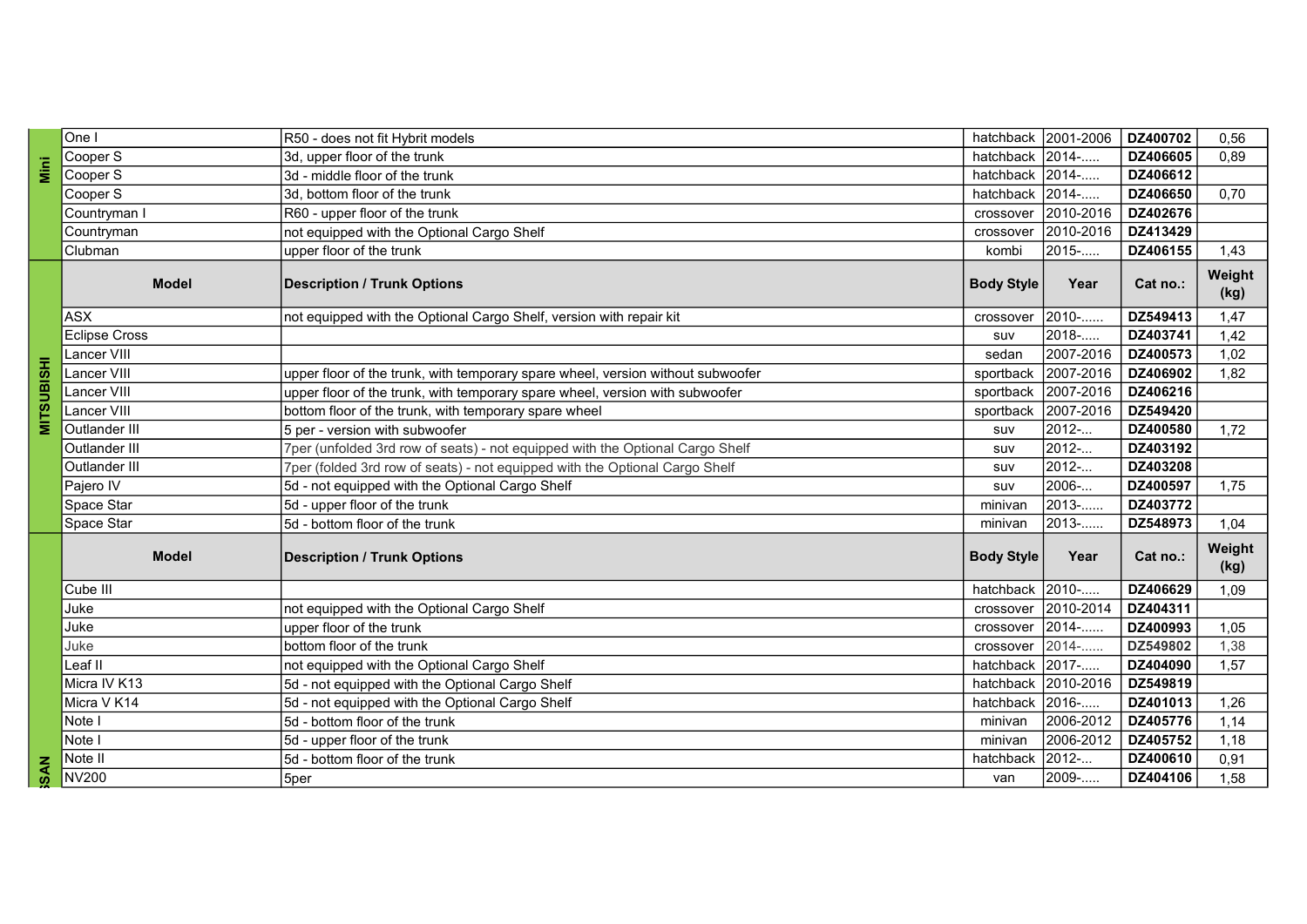| Brand | Model | Description / Trunk Options | Body Style | Year | Cat no.: | Weight (kg) |
|---|---|---|---|---|---|---|
| Mini | One I | R50 - does not fit Hybrit models | hatchback | 2001-2006 | **DZ400702** | 0,56 |
| Mini | Cooper S | 3d, upper floor of the trunk | hatchback | 2014-..... | **DZ406605** | 0,89 |
| Mini | Cooper S | 3d - middle floor of the trunk | hatchback | 2014-..... | **DZ406612** | |
| Mini | Cooper S | 3d, bottom floor of the trunk | hatchback | 2014-..... | **DZ406650** | 0,70 |
| Mini | Countryman I | R60 - upper floor of the trunk | crossover | 2010-2016 | **DZ402676** | |
| Mini | Countryman | not equipped with the Optional Cargo Shelf | crossover | 2010-2016 | **DZ413429** | |
| Mini | Clubman | upper floor of the trunk | kombi | 2015-..... | **DZ406155** | 1,43 |

| Brand | **Model** | **Description / Trunk Options** | **Body Style** | **Year** | **Cat no.:** | **Weight (kg)** |
|---|---|---|---|---|---|---|
| MITSUBISHI | ASX | not equipped with the Optional Cargo Shelf, version with repair kit | crossover | 2010-...... | **DZ549413** | 1,47 |
| MITSUBISHI | Eclipse Cross | | suv | 2018-..... | **DZ403741** | 1,42 |
| MITSUBISHI | Lancer VIII | | sedan | 2007-2016 | **DZ400573** | 1,02 |
| MITSUBISHI | Lancer VIII | upper floor of the trunk, with temporary spare wheel, version without subwoofer | sportback | 2007-2016 | **DZ406902** | 1,82 |
| MITSUBISHI | Lancer VIII | upper floor of the trunk, with temporary spare wheel, version with subwoofer | sportback | 2007-2016 | **DZ406216** | |
| MITSUBISHI | Lancer VIII | bottom floor of the trunk, with temporary spare wheel | sportback | 2007-2016 | **DZ549420** | |
| MITSUBISHI | Outlander III | 5 per - version with subwoofer | suv | 2012-... | **DZ400580** | 1,72 |
| MITSUBISHI | Outlander III | 7per (unfolded 3rd row of seats) - not equipped with the Optional Cargo Shelf | suv | 2012-... | **DZ403192** | |
| MITSUBISHI | Outlander III | 7per (folded 3rd row of seats) - not equipped with the Optional Cargo Shelf | suv | 2012-... | **DZ403208** | |
| MITSUBISHI | Pajero IV | 5d - not equipped with the Optional Cargo Shelf | suv | 2006-... | **DZ400597** | 1,75 |
| MITSUBISHI | Space Star | 5d - upper floor of the trunk | minivan | 2013-...... | **DZ403772** | |
| MITSUBISHI | Space Star | 5d - bottom floor of the trunk | minivan | 2013-...... | **DZ548973** | 1,04 |

| Brand | **Model** | **Description / Trunk Options** | **Body Style** | **Year** | **Cat no.:** | **Weight (kg)** |
|---|---|---|---|---|---|---|
| NISSAN | Cube III | | hatchback | 2010-..... | **DZ406629** | 1,09 |
| NISSAN | Juke | not equipped with the Optional Cargo Shelf | crossover | 2010-2014 | **DZ404311** | |
| NISSAN | Juke | upper floor of the trunk | crossover | 2014-...... | **DZ400993** | 1,05 |
| NISSAN | Juke | bottom floor of the trunk | crossover | 2014-...... | **DZ549802** | 1,38 |
| NISSAN | Leaf II | not equipped with the Optional Cargo Shelf | hatchback | 2017-..... | **DZ404090** | 1,57 |
| NISSAN | Micra IV K13 | 5d - not equipped with the Optional Cargo Shelf | hatchback | 2010-2016 | **DZ549819** | |
| NISSAN | Micra V K14 | 5d - not equipped with the Optional Cargo Shelf | hatchback | 2016-..... | **DZ401013** | 1,26 |
| NISSAN | Note I | 5d - bottom floor of the trunk | minivan | 2006-2012 | **DZ405776** | 1,14 |
| NISSAN | Note I | 5d - upper floor of the trunk | minivan | 2006-2012 | **DZ405752** | 1,18 |
| NISSAN | Note II | 5d - bottom floor of the trunk | hatchback | 2012-... | **DZ400610** | 0,91 |
| NISSAN | NV200 | 5per | van | 2009-..... | **DZ404106** | 1,58 |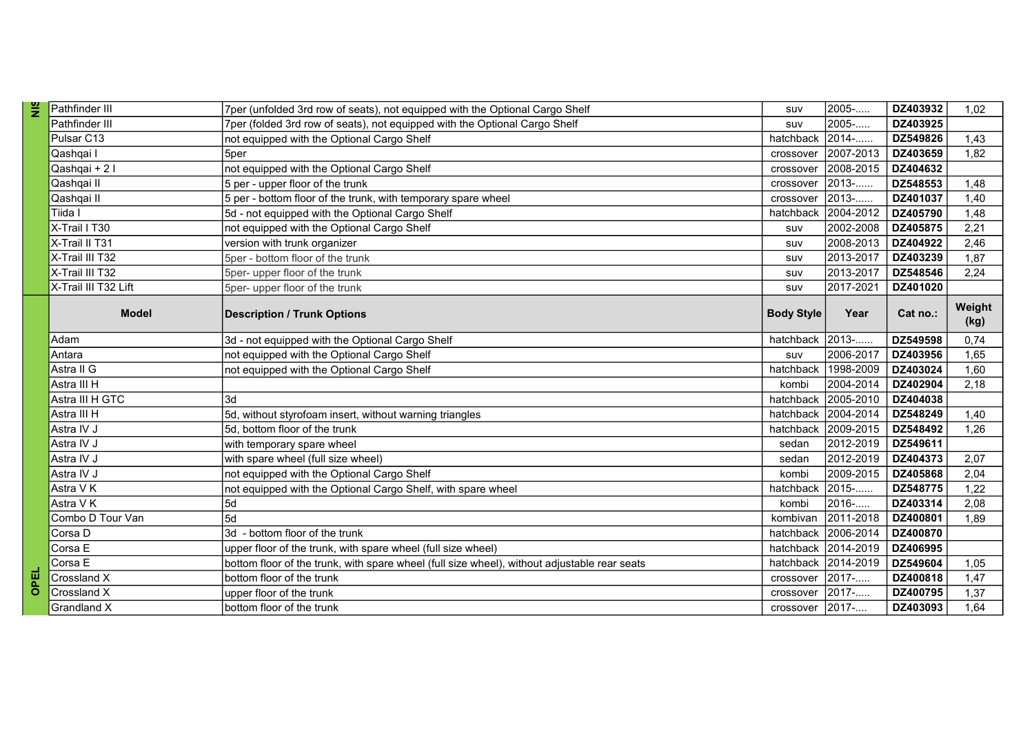| | | | | | | |
|---|---|---|---|---|---|---|
| NIS | Pathfinder III | 7per (unfolded 3rd row of seats), not equipped with the Optional Cargo Shelf | suv | 2005-..... | DZ403932 | 1,02 |
| | Pathfinder III | 7per (folded 3rd row of seats), not equipped with the Optional Cargo Shelf | suv | 2005-..... | DZ403925 | |
| | Pulsar C13 | not equipped with the Optional Cargo Shelf | hatchback | 2014-...... | DZ549826 | 1,43 |
| | Qashqai I | 5per | crossover | 2007-2013 | DZ403659 | 1,82 |
| | Qashqai + 2 I | not equipped with the Optional Cargo Shelf | crossover | 2008-2015 | DZ404632 | |
| | Qashqai II | 5 per - upper floor of the trunk | crossover | 2013-...... | DZ548553 | 1,48 |
| | Qashqai II | 5 per - bottom floor of the trunk, with temporary spare wheel | crossover | 2013-...... | DZ401037 | 1,40 |
| | Tiida I | 5d - not equipped with the Optional Cargo Shelf | hatchback | 2004-2012 | DZ405790 | 1,48 |
| | X-Trail I T30 | not equipped with the Optional Cargo Shelf | suv | 2002-2008 | DZ405875 | 2,21 |
| | X-Trail II T31 | version with trunk organizer | suv | 2008-2013 | DZ404922 | 2,46 |
| | X-Trail III T32 | 5per - bottom floor of the trunk | suv | 2013-2017 | DZ403239 | 1,87 |
| | X-Trail III T32 | 5per- upper floor of the trunk | suv | 2013-2017 | DZ548546 | 2,24 |
| | X-Trail III T32 Lift | 5per- upper floor of the trunk | suv | 2017-2021 | DZ401020 | |
| OPEL | **Model** | **Description / Trunk Options** | **Body Style** | **Year** | **Cat no.:** | **Weight (kg)** |
| | Adam | 3d - not equipped with the Optional Cargo Shelf | hatchback | 2013-...... | DZ549598 | 0,74 |
| | Antara | not equipped with the Optional Cargo Shelf | suv | 2006-2017 | DZ403956 | 1,65 |
| | Astra II G | not equipped with the Optional Cargo Shelf | hatchback | 1998-2009 | DZ403024 | 1,60 |
| | Astra III H | | kombi | 2004-2014 | DZ402904 | 2,18 |
| | Astra III H GTC | 3d | hatchback | 2005-2010 | DZ404038 | |
| | Astra III H | 5d, without styrofoam insert, without warning triangles | hatchback | 2004-2014 | DZ548249 | 1,40 |
| | Astra IV J | 5d, bottom floor of the trunk | hatchback | 2009-2015 | DZ548492 | 1,26 |
| | Astra IV J | with temporary spare wheel | sedan | 2012-2019 | DZ549611 | |
| | Astra IV J | with spare wheel (full size wheel) | sedan | 2012-2019 | DZ404373 | 2,07 |
| | Astra IV J | not equipped with the Optional Cargo Shelf | kombi | 2009-2015 | DZ405868 | 2,04 |
| | Astra V K | not equipped with the Optional Cargo Shelf, with spare wheel | hatchback | 2015-...... | DZ548775 | 1,22 |
| | Astra V K | 5d | kombi | 2016-..... | DZ403314 | 2,08 |
| | Combo D Tour Van | 5d | kombivan | 2011-2018 | DZ400801 | 1,89 |
| | Corsa D | 3d - bottom floor of the trunk | hatchback | 2006-2014 | DZ400870 | |
| | Corsa E | upper floor of the trunk, with spare wheel (full size wheel) | hatchback | 2014-2019 | DZ406995 | |
| | Corsa E | bottom floor of the trunk, with spare wheel (full size wheel), without adjustable rear seats | hatchback | 2014-2019 | DZ549604 | 1,05 |
| | Crossland X | bottom floor of the trunk | crossover | 2017-..... | DZ400818 | 1,47 |
| | Crossland X | upper floor of the trunk | crossover | 2017-..... | DZ400795 | 1,37 |
| | Grandland X | bottom floor of the trunk | crossover | 2017-.... | DZ403093 | 1,64 |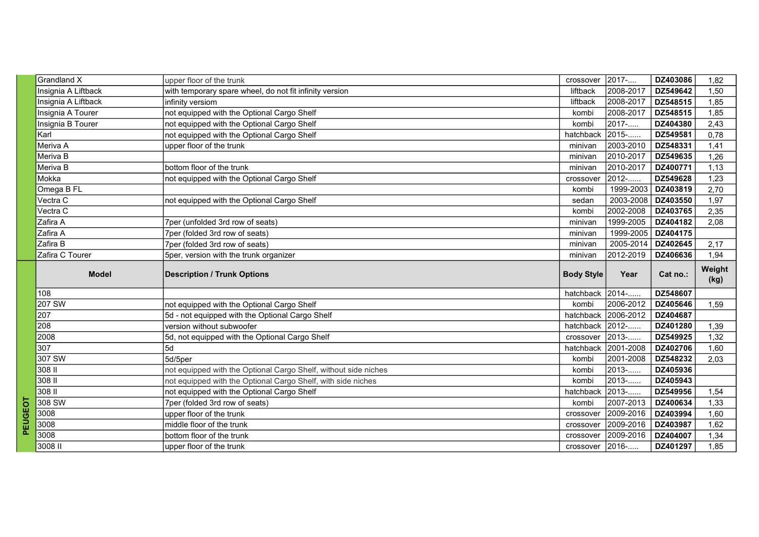| | Model | Description / Trunk Options | Body Style | Year | Cat no.: | Weight (kg) |
|---|---|---|---|---|---|---|
| | Grandland X | upper floor of the trunk | crossover | 2017-.... | DZ403086 | 1,82 |
| | Insignia A Liftback | with temporary spare wheel, do not fit infinity version | liftback | 2008-2017 | DZ549642 | 1,50 |
| | Insignia A Liftback | infinity versiom | liftback | 2008-2017 | DZ548515 | 1,85 |
| | Insignia A Tourer | not equipped with the Optional Cargo Shelf | kombi | 2008-2017 | DZ548515 | 1,85 |
| | Insignia B Tourer | not equipped with the Optional Cargo Shelf | kombi | 2017-..... | DZ404380 | 2,43 |
| | Karl | not equipped with the Optional Cargo Shelf | hatchback | 2015-...... | DZ549581 | 0,78 |
| | Meriva A | upper floor of the trunk | minivan | 2003-2010 | DZ548331 | 1,41 |
| | Meriva B | | minivan | 2010-2017 | DZ549635 | 1,26 |
| | Meriva B | bottom floor of the trunk | minivan | 2010-2017 | DZ400771 | 1,13 |
| | Mokka | not equipped with the Optional Cargo Shelf | crossover | 2012-...... | DZ549628 | 1,23 |
| | Omega B FL | | kombi | 1999-2003 | DZ403819 | 2,70 |
| | Vectra C | not equipped with the Optional Cargo Shelf | sedan | 2003-2008 | DZ403550 | 1,97 |
| | Vectra C | | kombi | 2002-2008 | DZ403765 | 2,35 |
| | Zafira A | 7per (unfolded 3rd row of seats) | minivan | 1999-2005 | DZ404182 | 2,08 |
| | Zafira A | 7per (folded 3rd row of seats) | minivan | 1999-2005 | DZ404175 | |
| | Zafira B | 7per (folded 3rd row of seats) | minivan | 2005-2014 | DZ402645 | 2,17 |
| | Zafira C Tourer | 5per, version with the trunk organizer | minivan | 2012-2019 | DZ406636 | 1,94 |
| PEUGEOT | **Model** | **Description / Trunk Options** | **Body Style** | **Year** | **Cat no.:** | **Weight (kg)** |
| | 108 | | hatchback | 2014-...... | DZ548607 | |
| | 207 SW | not equipped with the Optional Cargo Shelf | kombi | 2006-2012 | DZ405646 | 1,59 |
| | 207 | 5d - not equipped with the Optional Cargo Shelf | hatchback | 2006-2012 | DZ404687 | |
| | 208 | version without subwoofer | hatchback | 2012-...... | DZ401280 | 1,39 |
| | 2008 | 5d, not equipped with the Optional Cargo Shelf | crossover | 2013-...... | DZ549925 | 1,32 |
| | 307 | 5d | hatchback | 2001-2008 | DZ402706 | 1,60 |
| | 307 SW | 5d/5per | kombi | 2001-2008 | DZ548232 | 2,03 |
| | 308 II | not equipped with the Optional Cargo Shelf, without side niches | kombi | 2013-...... | DZ405936 | |
| | 308 II | not equipped with the Optional Cargo Shelf, with side niches | kombi | 2013-...... | DZ405943 | |
| | 308 II | not equipped with the Optional Cargo Shelf | hatchback | 2013-...... | DZ549956 | 1,54 |
| | 308 SW | 7per (folded 3rd row of seats) | kombi | 2007-2013 | DZ400634 | 1,33 |
| | 3008 | upper floor of the trunk | crossover | 2009-2016 | DZ403994 | 1,60 |
| | 3008 | middle floor of the trunk | crossover | 2009-2016 | DZ403987 | 1,62 |
| | 3008 | bottom floor of the trunk | crossover | 2009-2016 | DZ404007 | 1,34 |
| | 3008 II | upper floor of the trunk | crossover | 2016-..... | DZ401297 | 1,85 |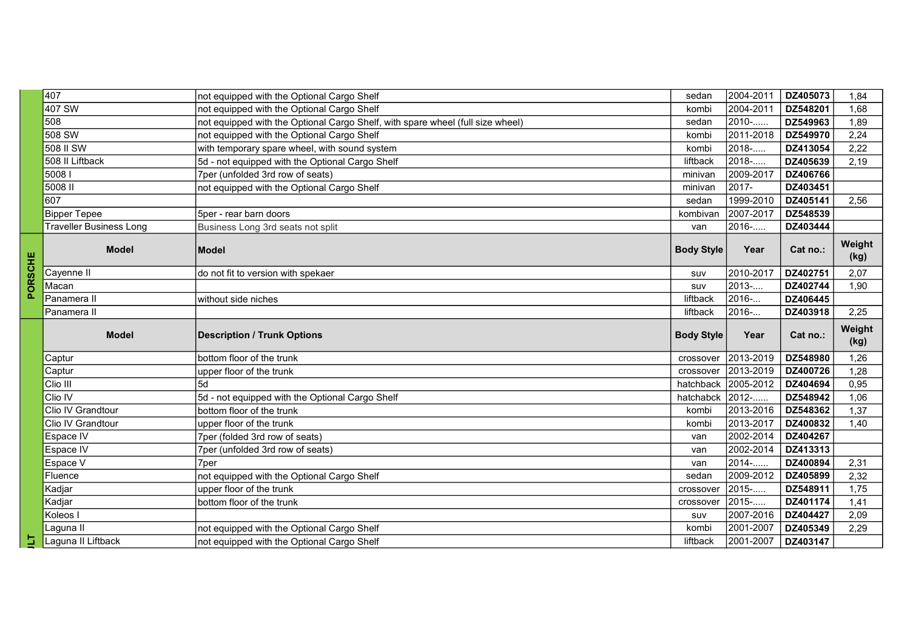| | Model | Description / Trunk Options | Body Style | Year | Cat no.: | Weight (kg) |
|---|---|---|---|---|---|---|
| | 407 | not equipped with the Optional Cargo Shelf | sedan | 2004-2011 | DZ405073 | 1,84 |
| | 407 SW | not equipped with the Optional Cargo Shelf | kombi | 2004-2011 | DZ548201 | 1,68 |
| | 508 | not equipped with the Optional Cargo Shelf, with spare wheel (full size wheel) | sedan | 2010-...... | DZ549963 | 1,89 |
| | 508 SW | not equipped with the Optional Cargo Shelf | kombi | 2011-2018 | DZ549970 | 2,24 |
| | 508 II SW | with temporary spare wheel, with sound system | kombi | 2018-..... | DZ413054 | 2,22 |
| | 508 II Liftback | 5d - not equipped with the Optional Cargo Shelf | liftback | 2018-..... | DZ405639 | 2,19 |
| | 5008 I | 7per (unfolded 3rd row of seats) | minivan | 2009-2017 | DZ406766 | |
| | 5008 II | not equipped with the Optional Cargo Shelf | minivan | 2017- | DZ403451 | |
| | 607 | | sedan | 1999-2010 | DZ405141 | 2,56 |
| | Bipper Tepee | 5per - rear barn doors | kombivan | 2007-2017 | DZ548539 | |
| | Traveller Business Long | Business Long 3rd seats not split | van | 2016-..... | DZ403444 | |
| **PORSCHE** | **Model** | **Model** | **Body Style** | **Year** | **Cat no.:** | **Weight (kg)** |
| | Cayenne II | do not fit to version with spekaer | suv | 2010-2017 | DZ402751 | 2,07 |
| | Macan | | suv | 2013-.... | DZ402744 | 1,90 |
| | Panamera II | without side niches | liftback | 2016-... | DZ406445 | |
| | Panamera II | | liftback | 2016-... | DZ403918 | 2,25 |
| **...ULT** | **Model** | **Description / Trunk Options** | **Body Style** | **Year** | **Cat no.:** | **Weight (kg)** |
| | Captur | bottom floor of the trunk | crossover | 2013-2019 | DZ548980 | 1,26 |
| | Captur | upper floor of the trunk | crossover | 2013-2019 | DZ400726 | 1,28 |
| | Clio III | 5d | hatchback | 2005-2012 | DZ404694 | 0,95 |
| | Clio IV | 5d - not equipped with the Optional Cargo Shelf | hatchabck | 2012-...... | DZ548942 | 1,06 |
| | Clio IV Grandtour | bottom floor of the trunk | kombi | 2013-2016 | DZ548362 | 1,37 |
| | Clio IV Grandtour | upper floor of the trunk | kombi | 2013-2017 | DZ400832 | 1,40 |
| | Espace IV | 7per (folded 3rd row of seats) | van | 2002-2014 | DZ404267 | |
| | Espace IV | 7per (unfolded 3rd row of seats) | van | 2002-2014 | DZ413313 | |
| | Espace V | 7per | van | 2014-...... | DZ400894 | 2,31 |
| | Fluence | not equipped with the Optional Cargo Shelf | sedan | 2009-2012 | DZ405899 | 2,32 |
| | Kadjar | upper floor of the trunk | crossover | 2015-..... | DZ548911 | 1,75 |
| | Kadjar | bottom floor of the trunk | crossover | 2015-..... | DZ401174 | 1,41 |
| | Koleos I | | suv | 2007-2016 | DZ404427 | 2,09 |
| | Laguna II | not equipped with the Optional Cargo Shelf | kombi | 2001-2007 | DZ405349 | 2,29 |
| | Laguna II Liftback | not equipped with the Optional Cargo Shelf | liftback | 2001-2007 | DZ403147 | |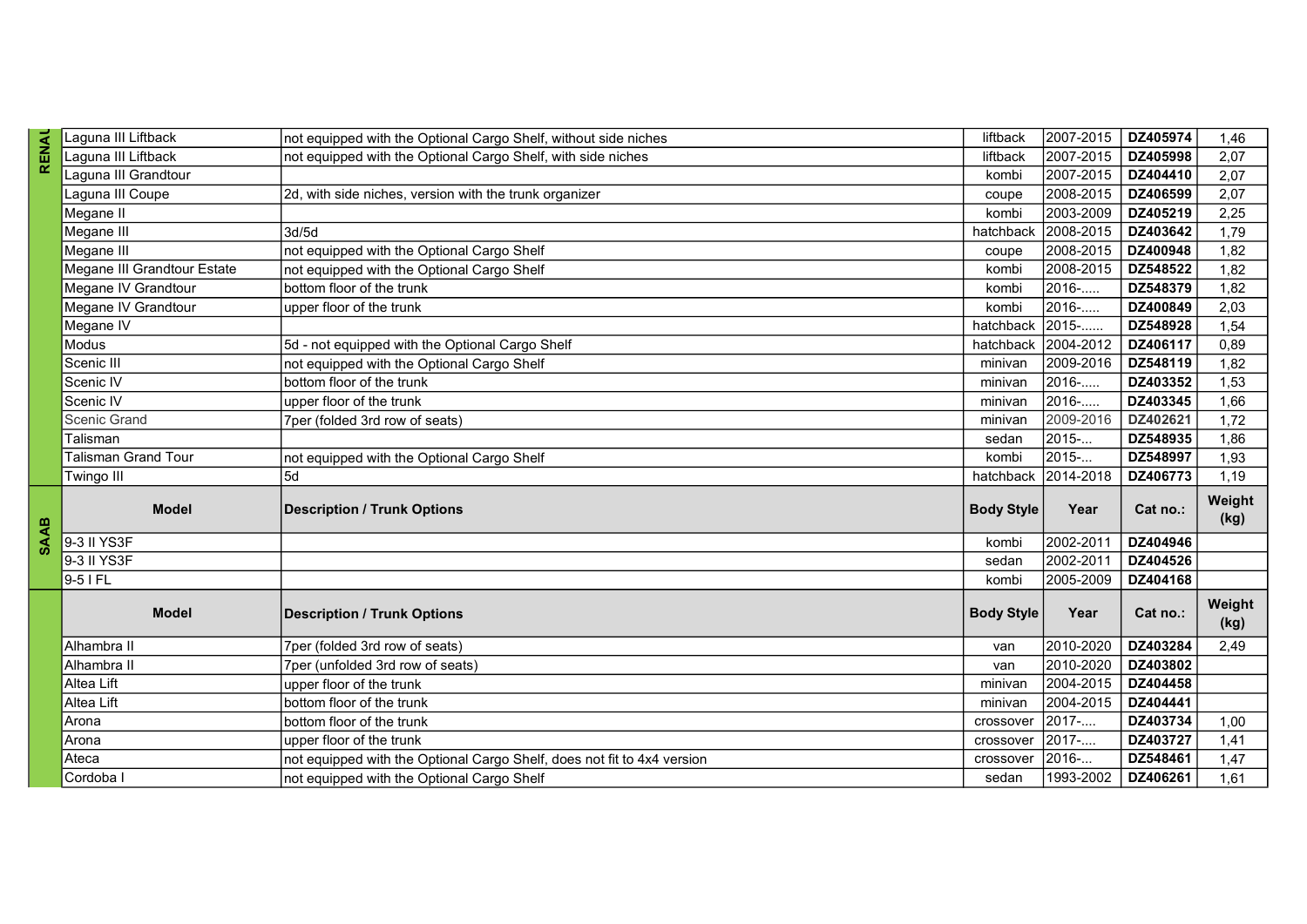**RENAULT**

| Model | Description / Trunk Options | Body Style | Year | Cat no.: | Weight (kg) |
|---|---|---|---|---|---|
| Laguna III Liftback | not equipped with the Optional Cargo Shelf, without side niches | liftback | 2007-2015 | **DZ405974** | 1,46 |
| Laguna III Liftback | not equipped with the Optional Cargo Shelf, with side niches | liftback | 2007-2015 | **DZ405998** | 2,07 |
| Laguna III Grandtour | | kombi | 2007-2015 | **DZ404410** | 2,07 |
| Laguna III Coupe | 2d, with side niches, version with the trunk organizer | coupe | 2008-2015 | **DZ406599** | 2,07 |
| Megane II | | kombi | 2003-2009 | **DZ405219** | 2,25 |
| Megane III | 3d/5d | hatchback | 2008-2015 | **DZ403642** | 1,79 |
| Megane III | not equipped with the Optional Cargo Shelf | coupe | 2008-2015 | **DZ400948** | 1,82 |
| Megane III Grandtour Estate | not equipped with the Optional Cargo Shelf | kombi | 2008-2015 | **DZ548522** | 1,82 |
| Megane IV Grandtour | bottom floor of the trunk | kombi | 2016-..... | **DZ548379** | 1,82 |
| Megane IV Grandtour | upper floor of the trunk | kombi | 2016-..... | **DZ400849** | 2,03 |
| Megane IV | | hatchback | 2015-...... | **DZ548928** | 1,54 |
| Modus | 5d - not equipped with the Optional Cargo Shelf | hatchback | 2004-2012 | **DZ406117** | 0,89 |
| Scenic III | not equipped with the Optional Cargo Shelf | minivan | 2009-2016 | **DZ548119** | 1,82 |
| Scenic IV | bottom floor of the trunk | minivan | 2016-..... | **DZ403352** | 1,53 |
| Scenic IV | upper floor of the trunk | minivan | 2016-..... | **DZ403345** | 1,66 |
| Scenic Grand | 7per (folded 3rd row of seats) | minivan | 2009-2016 | **DZ402621** | 1,72 |
| Talisman | | sedan | 2015-... | **DZ548935** | 1,86 |
| Talisman Grand Tour | not equipped with the Optional Cargo Shelf | kombi | 2015-... | **DZ548997** | 1,93 |
| Twingo III | 5d | hatchback | 2014-2018 | **DZ406773** | 1,19 |

**SAAB**

| Model | Description / Trunk Options | Body Style | Year | Cat no.: | Weight (kg) |
|---|---|---|---|---|---|
| 9-3 II YS3F | | kombi | 2002-2011 | **DZ404946** | |
| 9-3 II YS3F | | sedan | 2002-2011 | **DZ404526** | |
| 9-5 I FL | | kombi | 2005-2009 | **DZ404168** | |

| Model | Description / Trunk Options | Body Style | Year | Cat no.: | Weight (kg) |
|---|---|---|---|---|---|
| Alhambra II | 7per (folded 3rd row of seats) | van | 2010-2020 | **DZ403284** | 2,49 |
| Alhambra II | 7per (unfolded 3rd row of seats) | van | 2010-2020 | **DZ403802** | |
| Altea Lift | upper floor of the trunk | minivan | 2004-2015 | **DZ404458** | |
| Altea Lift | bottom floor of the trunk | minivan | 2004-2015 | **DZ404441** | |
| Arona | bottom floor of the trunk | crossover | 2017-.... | **DZ403734** | 1,00 |
| Arona | upper floor of the trunk | crossover | 2017-.... | **DZ403727** | 1,41 |
| Ateca | not equipped with the Optional Cargo Shelf, does not fit to 4x4 version | crossover | 2016-... | **DZ548461** | 1,47 |
| Cordoba I | not equipped with the Optional Cargo Shelf | sedan | 1993-2002 | **DZ406261** | 1,61 |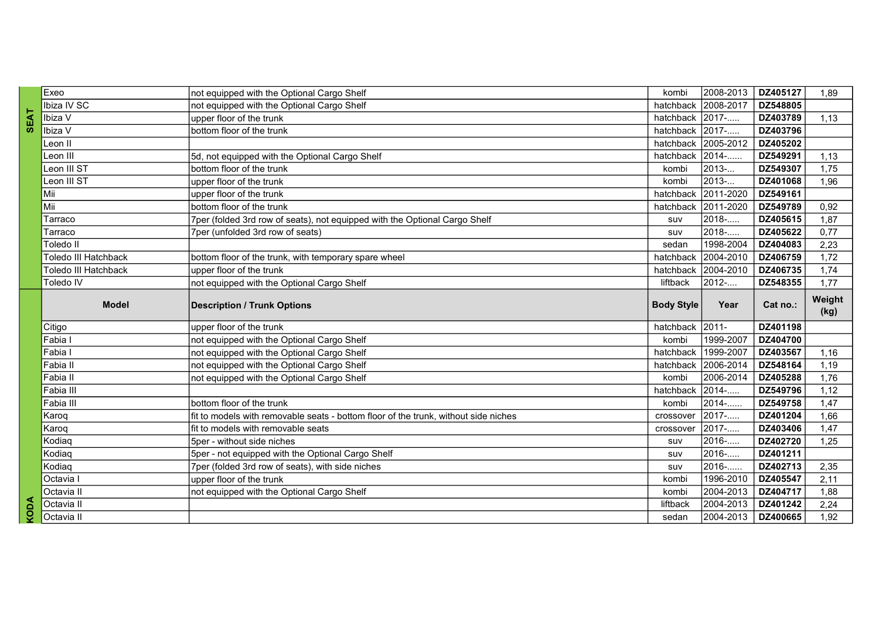| | Model | Description / Trunk Options | Body Style | Year | Cat no.: | Weight (kg) |
|---|---|---|---|---|---|---|
| SEAT | Exeo | not equipped with the Optional Cargo Shelf | kombi | 2008-2013 | **DZ405127** | 1,89 |
| SEAT | Ibiza IV SC | not equipped with the Optional Cargo Shelf | hatchback | 2008-2017 | **DZ548805** | |
| SEAT | Ibiza V | upper floor of the trunk | hatchback | 2017-..... | **DZ403789** | 1,13 |
| SEAT | Ibiza V | bottom floor of the trunk | hatchback | 2017-..... | **DZ403796** | |
| SEAT | Leon II | | hatchback | 2005-2012 | **DZ405202** | |
| SEAT | Leon III | 5d, not equipped with the Optional Cargo Shelf | hatchback | 2014-...... | **DZ549291** | 1,13 |
| SEAT | Leon III ST | bottom floor of the trunk | kombi | 2013-... | **DZ549307** | 1,75 |
| SEAT | Leon III ST | upper floor of the trunk | kombi | 2013-... | **DZ401068** | 1,96 |
| SEAT | Mii | upper floor of the trunk | hatchback | 2011-2020 | **DZ549161** | |
| SEAT | Mii | bottom floor of the trunk | hatchback | 2011-2020 | **DZ549789** | 0,92 |
| SEAT | Tarraco | 7per (folded 3rd row of seats), not equipped with the Optional Cargo Shelf | suv | 2018-..... | **DZ405615** | 1,87 |
| SEAT | Tarraco | 7per (unfolded 3rd row of seats) | suv | 2018-..... | **DZ405622** | 0,77 |
| SEAT | Toledo II | | sedan | 1998-2004 | **DZ404083** | 2,23 |
| SEAT | Toledo III Hatchback | bottom floor of the trunk, with temporary spare wheel | hatchback | 2004-2010 | **DZ406759** | 1,72 |
| SEAT | Toledo III Hatchback | upper floor of the trunk | hatchback | 2004-2010 | **DZ406735** | 1,74 |
| SEAT | Toledo IV | not equipped with the Optional Cargo Shelf | liftback | 2012-.... | **DZ548355** | 1,77 |

| | Model | Description / Trunk Options | Body Style | Year | Cat no.: | Weight (kg) |
|---|---|---|---|---|---|---|
| KODA | Citigo | upper floor of the trunk | hatchback | 2011- | **DZ401198** | |
| KODA | Fabia I | not equipped with the Optional Cargo Shelf | kombi | 1999-2007 | **DZ404700** | |
| KODA | Fabia I | not equipped with the Optional Cargo Shelf | hatchback | 1999-2007 | **DZ403567** | 1,16 |
| KODA | Fabia II | not equipped with the Optional Cargo Shelf | hatchback | 2006-2014 | **DZ548164** | 1,19 |
| KODA | Fabia II | not equipped with the Optional Cargo Shelf | kombi | 2006-2014 | **DZ405288** | 1,76 |
| KODA | Fabia III | | hatchback | 2014-..... | **DZ549796** | 1,12 |
| KODA | Fabia III | bottom floor of the trunk | kombi | 2014-...... | **DZ549758** | 1,47 |
| KODA | Karoq | fit to models with removable seats - bottom floor of the trunk, without side niches | crossover | 2017-..... | **DZ401204** | 1,66 |
| KODA | Karoq | fit to models with removable seats | crossover | 2017-..... | **DZ403406** | 1,47 |
| KODA | Kodiaq | 5per - without side niches | suv | 2016-..... | **DZ402720** | 1,25 |
| KODA | Kodiaq | 5per - not equipped with the Optional Cargo Shelf | suv | 2016-..... | **DZ401211** | |
| KODA | Kodiaq | 7per (folded 3rd row of seats), with side niches | suv | 2016-...... | **DZ402713** | 2,35 |
| KODA | Octavia I | upper floor of the trunk | kombi | 1996-2010 | **DZ405547** | 2,11 |
| KODA | Octavia II | not equipped with the Optional Cargo Shelf | kombi | 2004-2013 | **DZ404717** | 1,88 |
| KODA | Octavia II | | liftback | 2004-2013 | **DZ401242** | 2,24 |
| KODA | Octavia II | | sedan | 2004-2013 | **DZ400665** | 1,92 |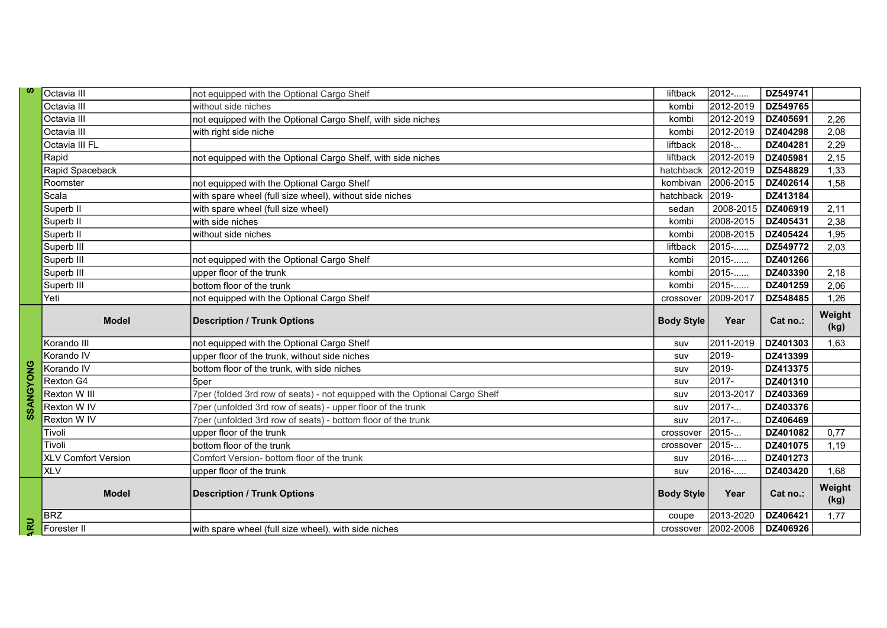| S | Model | Description / Trunk Options | Body Style | Year | Cat no.: | Weight (kg) |
|---|---|---|---|---|---|---|
| | Octavia III | not equipped with the Optional Cargo Shelf | liftback | 2012-...... | DZ549741 | |
| | Octavia III | without side niches | kombi | 2012-2019 | DZ549765 | |
| | Octavia III | not equipped with the Optional Cargo Shelf, with side niches | kombi | 2012-2019 | DZ405691 | 2,26 |
| | Octavia III | with right side niche | kombi | 2012-2019 | DZ404298 | 2,08 |
| | Octavia III FL | | liftback | 2018-... | DZ404281 | 2,29 |
| | Rapid | not equipped with the Optional Cargo Shelf, with side niches | liftback | 2012-2019 | DZ405981 | 2,15 |
| | Rapid Spaceback | | hatchback | 2012-2019 | DZ548829 | 1,33 |
| | Roomster | not equipped with the Optional Cargo Shelf | kombivan | 2006-2015 | DZ402614 | 1,58 |
| | Scala | with spare wheel (full size wheel), without side niches | hatchback | 2019- | DZ413184 | |
| | Superb II | with spare wheel (full size wheel) | sedan | 2008-2015 | DZ406919 | 2,11 |
| | Superb II | with side niches | kombi | 2008-2015 | DZ405431 | 2,38 |
| | Superb II | without side niches | kombi | 2008-2015 | DZ405424 | 1,95 |
| | Superb III | | liftback | 2015-...... | DZ549772 | 2,03 |
| | Superb III | not equipped with the Optional Cargo Shelf | kombi | 2015-...... | DZ401266 | |
| | Superb III | upper floor of the trunk | kombi | 2015-...... | DZ403390 | 2,18 |
| | Superb III | bottom floor of the trunk | kombi | 2015-...... | DZ401259 | 2,06 |
| | Yeti | not equipped with the Optional Cargo Shelf | crossover | 2009-2017 | DZ548485 | 1,26 |

| SSANGYONG | Model | Description / Trunk Options | Body Style | Year | Cat no.: | Weight (kg) |
|---|---|---|---|---|---|---|
| | Korando III | not equipped with the Optional Cargo Shelf | suv | 2011-2019 | DZ401303 | 1,63 |
| | Korando IV | upper floor of the trunk, without side niches | suv | 2019- | DZ413399 | |
| | Korando IV | bottom floor of the trunk, with side niches | suv | 2019- | DZ413375 | |
| | Rexton G4 | 5per | suv | 2017- | DZ401310 | |
| | Rexton W III | 7per (folded 3rd row of seats) - not equipped with the Optional Cargo Shelf | suv | 2013-2017 | DZ403369 | |
| | Rexton W IV | 7per (unfolded 3rd row of seats) - upper floor of the trunk | suv | 2017-... | DZ403376 | |
| | Rexton W IV | 7per (unfolded 3rd row of seats) - bottom floor of the trunk | suv | 2017-... | DZ406469 | |
| | Tivoli | upper floor of the trunk | crossover | 2015-... | DZ401082 | 0,77 |
| | Tivoli | bottom floor of the trunk | crossover | 2015-... | DZ401075 | 1,19 |
| | XLV Comfort Version | Comfort Version- bottom floor of the trunk | suv | 2016-..... | DZ401273 | |
| | XLV | upper floor of the trunk | suv | 2016-..... | DZ403420 | 1,68 |

| ARU | Model | Description / Trunk Options | Body Style | Year | Cat no.: | Weight (kg) |
|---|---|---|---|---|---|---|
| | BRZ | | coupe | 2013-2020 | DZ406421 | 1,77 |
| | Forester II | with spare wheel (full size wheel), with side niches | crossover | 2002-2008 | DZ406926 | |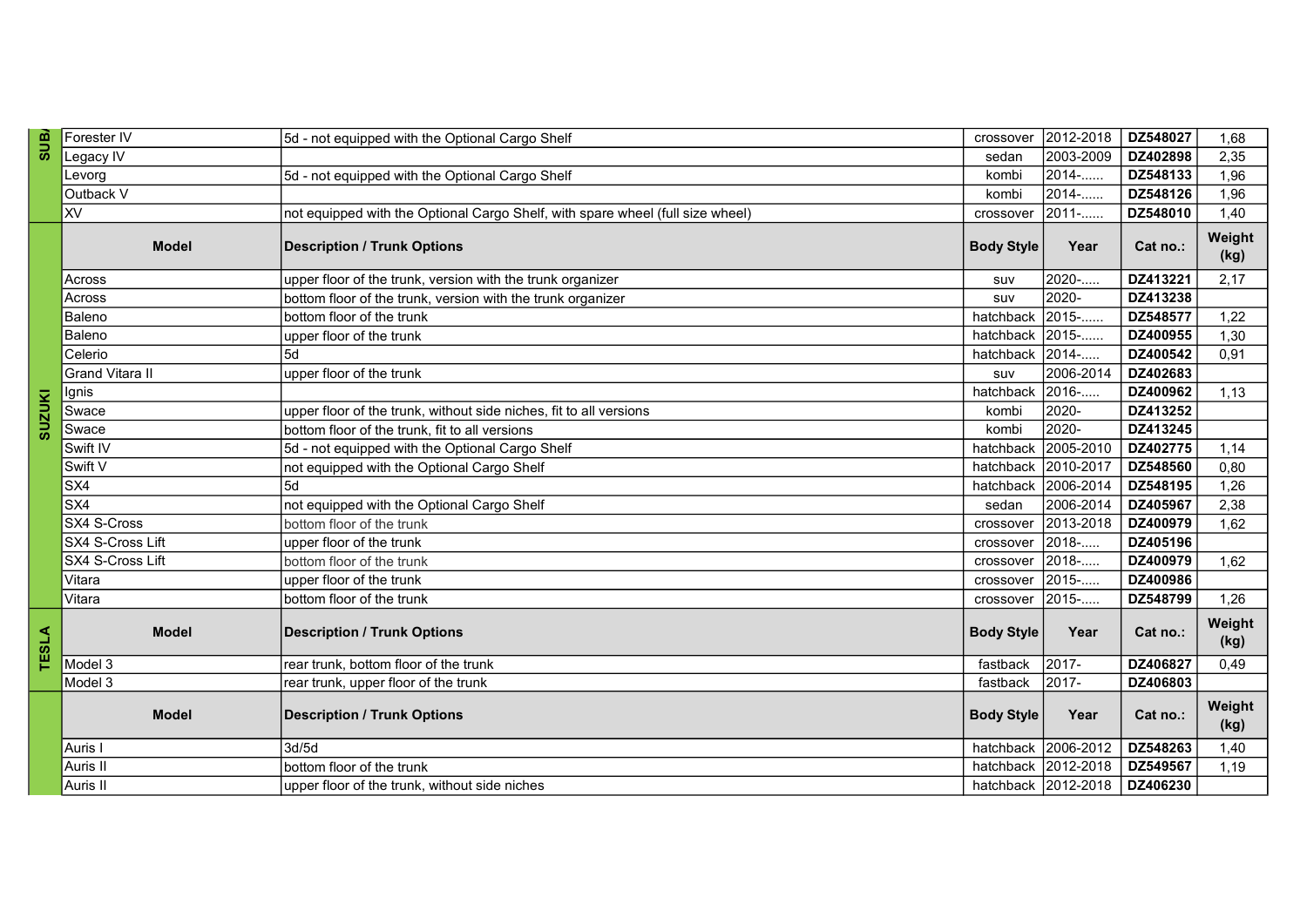| | Model | Description / Trunk Options | Body Style | Year | Cat no.: | Weight (kg) |
|---|---|---|---|---|---|---|
| SUBA | Forester IV | 5d - not equipped with the Optional Cargo Shelf | crossover | 2012-2018 | DZ548027 | 1,68 |
| | Legacy IV | | sedan | 2003-2009 | DZ402898 | 2,35 |
| | Levorg | 5d - not equipped with the Optional Cargo Shelf | kombi | 2014-...... | DZ548133 | 1,96 |
| | Outback V | | kombi | 2014-...... | DZ548126 | 1,96 |
| | XV | not equipped with the Optional Cargo Shelf, with spare wheel (full size wheel) | crossover | 2011-...... | DZ548010 | 1,40 |

| | Model | Description / Trunk Options | Body Style | Year | Cat no.: | Weight (kg) |
|---|---|---|---|---|---|---|
| SUZUKI | Across | upper floor of the trunk, version with the trunk organizer | suv | 2020-..... | DZ413221 | 2,17 |
| | Across | bottom floor of the trunk, version with the trunk organizer | suv | 2020- | DZ413238 | |
| | Baleno | bottom floor of the trunk | hatchback | 2015-...... | DZ548577 | 1,22 |
| | Baleno | upper floor of the trunk | hatchback | 2015-...... | DZ400955 | 1,30 |
| | Celerio | 5d | hatchback | 2014-..... | DZ400542 | 0,91 |
| | Grand Vitara II | upper floor of the trunk | suv | 2006-2014 | DZ402683 | |
| | Ignis | | hatchback | 2016-..... | DZ400962 | 1,13 |
| | Swace | upper floor of the trunk, without side niches, fit to all versions | kombi | 2020- | DZ413252 | |
| | Swace | bottom floor of the trunk, fit to all versions | kombi | 2020- | DZ413245 | |
| | Swift IV | 5d - not equipped with the Optional Cargo Shelf | hatchback | 2005-2010 | DZ402775 | 1,14 |
| | Swift V | not equipped with the Optional Cargo Shelf | hatchback | 2010-2017 | DZ548560 | 0,80 |
| | SX4 | 5d | hatchback | 2006-2014 | DZ548195 | 1,26 |
| | SX4 | not equipped with the Optional Cargo Shelf | sedan | 2006-2014 | DZ405967 | 2,38 |
| | SX4 S-Cross | bottom floor of the trunk | crossover | 2013-2018 | DZ400979 | 1,62 |
| | SX4 S-Cross Lift | upper floor of the trunk | crossover | 2018-..... | DZ405196 | |
| | SX4 S-Cross Lift | bottom floor of the trunk | crossover | 2018-..... | DZ400979 | 1,62 |
| | Vitara | upper floor of the trunk | crossover | 2015-..... | DZ400986 | |
| | Vitara | bottom floor of the trunk | crossover | 2015-..... | DZ548799 | 1,26 |

| | Model | Description / Trunk Options | Body Style | Year | Cat no.: | Weight (kg) |
|---|---|---|---|---|---|---|
| TESLA | Model 3 | rear trunk, bottom floor of the trunk | fastback | 2017- | DZ406827 | 0,49 |
| | Model 3 | rear trunk, upper floor of the trunk | fastback | 2017- | DZ406803 | |

| | Model | Description / Trunk Options | Body Style | Year | Cat no.: | Weight (kg) |
|---|---|---|---|---|---|---|
| | Auris I | 3d/5d | hatchback | 2006-2012 | DZ548263 | 1,40 |
| | Auris II | bottom floor of the trunk | hatchback | 2012-2018 | DZ549567 | 1,19 |
| | Auris II | upper floor of the trunk, without side niches | hatchback | 2012-2018 | DZ406230 | |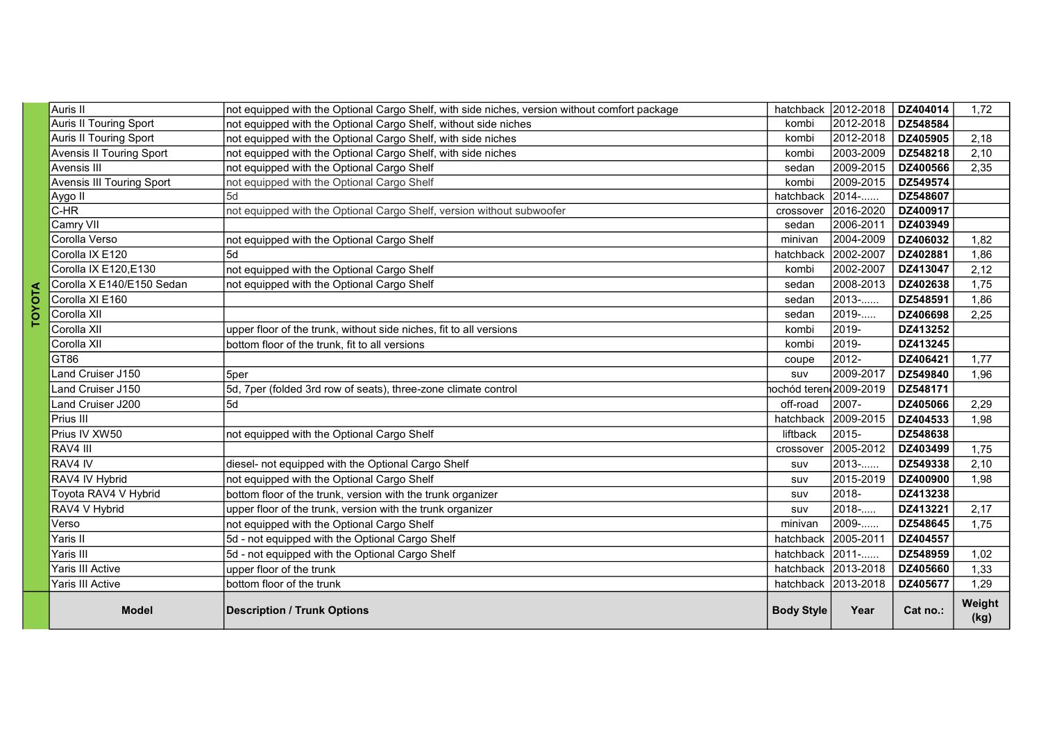| | Model | Description / Trunk Options | Body Style | Year | Cat no.: | Weight (kg) |
|---|---|---|---|---|---|---|
| TOYOTA | Auris II | not equipped with the Optional Cargo Shelf, with side niches, version without comfort package | hatchback | 2012-2018 | **DZ404014** | 1,72 |
| | Auris II Touring Sport | not equipped with the Optional Cargo Shelf, without side niches | kombi | 2012-2018 | **DZ548584** | |
| | Auris II Touring Sport | not equipped with the Optional Cargo Shelf, with side niches | kombi | 2012-2018 | **DZ405905** | 2,18 |
| | Avensis II Touring Sport | not equipped with the Optional Cargo Shelf, with side niches | kombi | 2003-2009 | **DZ548218** | 2,10 |
| | Avensis III | not equipped with the Optional Cargo Shelf | sedan | 2009-2015 | **DZ400566** | 2,35 |
| | Avensis III Touring Sport | not equipped with the Optional Cargo Shelf | kombi | 2009-2015 | **DZ549574** | |
| | Aygo II | 5d | hatchback | 2014-...... | **DZ548607** | |
| | C-HR | not equipped with the Optional Cargo Shelf, version without subwoofer | crossover | 2016-2020 | **DZ400917** | |
| | Camry VII | | sedan | 2006-2011 | **DZ403949** | |
| | Corolla Verso | not equipped with the Optional Cargo Shelf | minivan | 2004-2009 | **DZ406032** | 1,82 |
| | Corolla IX E120 | 5d | hatchback | 2002-2007 | **DZ402881** | 1,86 |
| | Corolla IX E120,E130 | not equipped with the Optional Cargo Shelf | kombi | 2002-2007 | **DZ413047** | 2,12 |
| | Corolla X E140/E150 Sedan | not equipped with the Optional Cargo Shelf | sedan | 2008-2013 | **DZ402638** | 1,75 |
| | Corolla XI E160 | | sedan | 2013-...... | **DZ548591** | 1,86 |
| | Corolla XII | | sedan | 2019-..... | **DZ406698** | 2,25 |
| | Corolla XII | upper floor of the trunk, without side niches, fit to all versions | kombi | 2019- | **DZ413252** | |
| | Corolla XII | bottom floor of the trunk, fit to all versions | kombi | 2019- | **DZ413245** | |
| | GT86 | | coupe | 2012- | **DZ406421** | 1,77 |
| | Land Cruiser J150 | 5per | suv | 2009-2017 | **DZ549840** | 1,96 |
| | Land Cruiser J150 | 5d, 7per (folded 3rd row of seats), three-zone climate control | samochód terenowy | 2009-2019 | **DZ548171** | |
| | Land Cruiser J200 | 5d | off-road | 2007- | **DZ405066** | 2,29 |
| | Prius III | | hatchback | 2009-2015 | **DZ404533** | 1,98 |
| | Prius IV XW50 | not equipped with the Optional Cargo Shelf | liftback | 2015- | **DZ548638** | |
| | RAV4 III | | crossover | 2005-2012 | **DZ403499** | 1,75 |
| | RAV4 IV | diesel- not equipped with the Optional Cargo Shelf | suv | 2013-...... | **DZ549338** | 2,10 |
| | RAV4 IV Hybrid | not equipped with the Optional Cargo Shelf | suv | 2015-2019 | **DZ400900** | 1,98 |
| | Toyota RAV4 V Hybrid | bottom floor of the trunk, version with the trunk organizer | suv | 2018- | **DZ413238** | |
| | RAV4 V Hybrid | upper floor of the trunk, version with the trunk organizer | suv | 2018-..... | **DZ413221** | 2,17 |
| | Verso | not equipped with the Optional Cargo Shelf | minivan | 2009-...... | **DZ548645** | 1,75 |
| | Yaris II | 5d - not equipped with the Optional Cargo Shelf | hatchback | 2005-2011 | **DZ404557** | |
| | Yaris III | 5d - not equipped with the Optional Cargo Shelf | hatchback | 2011-...... | **DZ548959** | 1,02 |
| | Yaris III Active | upper floor of the trunk | hatchback | 2013-2018 | **DZ405660** | 1,33 |
| | Yaris III Active | bottom floor of the trunk | hatchback | 2013-2018 | **DZ405677** | 1,29 |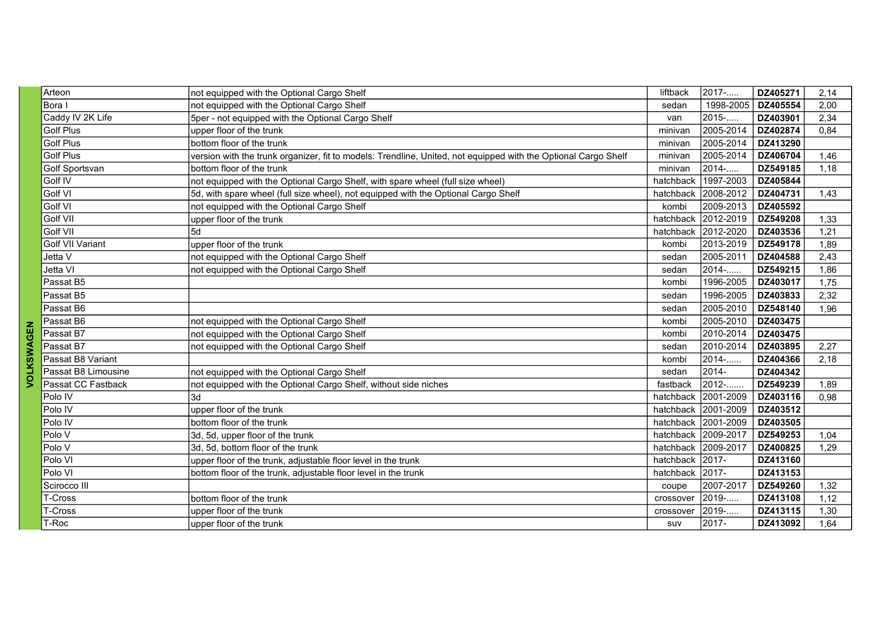| VOLKSWAGEN | | | | | | |
|---|---|---|---|---|---|---|
| | Arteon | not equipped with the Optional Cargo Shelf | liftback | 2017-..... | **DZ405271** | 2,14 |
| | Bora I | not equipped with the Optional Cargo Shelf | sedan | 1998-2005 | **DZ405554** | 2,00 |
| | Caddy IV 2K Life | 5per - not equipped with the Optional Cargo Shelf | van | 2015-..... | **DZ403901** | 2,34 |
| | Golf Plus | upper floor of the trunk | minivan | 2005-2014 | **DZ402874** | 0,84 |
| | Golf Plus | bottom floor of the trunk | minivan | 2005-2014 | **DZ413290** | |
| | Golf Plus | version with the trunk organizer, fit to models: Trendline, United, not equipped with the Optional Cargo Shelf | minivan | 2005-2014 | **DZ406704** | 1,46 |
| | Golf Sportsvan | bottom floor of the trunk | minivan | 2014-..... | **DZ549185** | 1,18 |
| | Golf IV | not equipped with the Optional Cargo Shelf, with spare wheel (full size wheel) | hatchback | 1997-2003 | **DZ405844** | |
| | Golf VI | 5d, with spare wheel (full size wheel), not equipped with the Optional Cargo Shelf | hatchback | 2008-2012 | **DZ404731** | 1,43 |
| | Golf VI | not equipped with the Optional Cargo Shelf | kombi | 2009-2013 | **DZ405592** | |
| | Golf VII | upper floor of the trunk | hatchback | 2012-2019 | **DZ549208** | 1,33 |
| | Golf VII | 5d | hatchback | 2012-2020 | **DZ403536** | 1,21 |
| | Golf VII Variant | upper floor of the trunk | kombi | 2013-2019 | **DZ549178** | 1,89 |
| | Jetta V | not equipped with the Optional Cargo Shelf | sedan | 2005-2011 | **DZ404588** | 2,43 |
| | Jetta VI | not equipped with the Optional Cargo Shelf | sedan | 2014-...... | **DZ549215** | 1,86 |
| | Passat B5 | | kombi | 1996-2005 | **DZ403017** | 1,75 |
| | Passat B5 | | sedan | 1996-2005 | **DZ403833** | 2,32 |
| | Passat B6 | | sedan | 2005-2010 | **DZ548140** | 1,96 |
| | Passat B6 | not equipped with the Optional Cargo Shelf | kombi | 2005-2010 | **DZ403475** | |
| | Passat B7 | not equipped with the Optional Cargo Shelf | kombi | 2010-2014 | **DZ403475** | |
| | Passat B7 | not equipped with the Optional Cargo Shelf | sedan | 2010-2014 | **DZ403895** | 2,27 |
| | Passat B8 Variant | | kombi | 2014-...... | **DZ404366** | 2,18 |
| | Passat B8 Limousine | not equipped with the Optional Cargo Shelf | sedan | 2014- | **DZ404342** | |
| | Passat CC Fastback | not equipped with the Optional Cargo Shelf, without side niches | fastback | 2012-....... | **DZ549239** | 1,89 |
| | Polo IV | 3d | hatchback | 2001-2009 | **DZ403116** | 0,98 |
| | Polo IV | upper floor of the trunk | hatchback | 2001-2009 | **DZ403512** | |
| | Polo IV | bottom floor of the trunk | hatchback | 2001-2009 | **DZ403505** | |
| | Polo V | 3d, 5d, upper floor of the trunk | hatchback | 2009-2017 | **DZ549253** | 1,04 |
| | Polo V | 3d, 5d, bottom floor of the trunk | hatchback | 2009-2017 | **DZ400825** | 1,29 |
| | Polo VI | upper floor of the trunk, adjustable floor level in the trunk | hatchback | 2017- | **DZ413160** | |
| | Polo VI | bottom floor of the trunk, adjustable floor level in the trunk | hatchback | 2017- | **DZ413153** | |
| | Scirocco III | | coupe | 2007-2017 | **DZ549260** | 1,32 |
| | T-Cross | bottom floor of the trunk | crossover | 2019-..... | **DZ413108** | 1,12 |
| | T-Cross | upper floor of the trunk | crossover | 2019-..... | **DZ413115** | 1,30 |
| | T-Roc | upper floor of the trunk | suv | 2017- | **DZ413092** | 1,64 |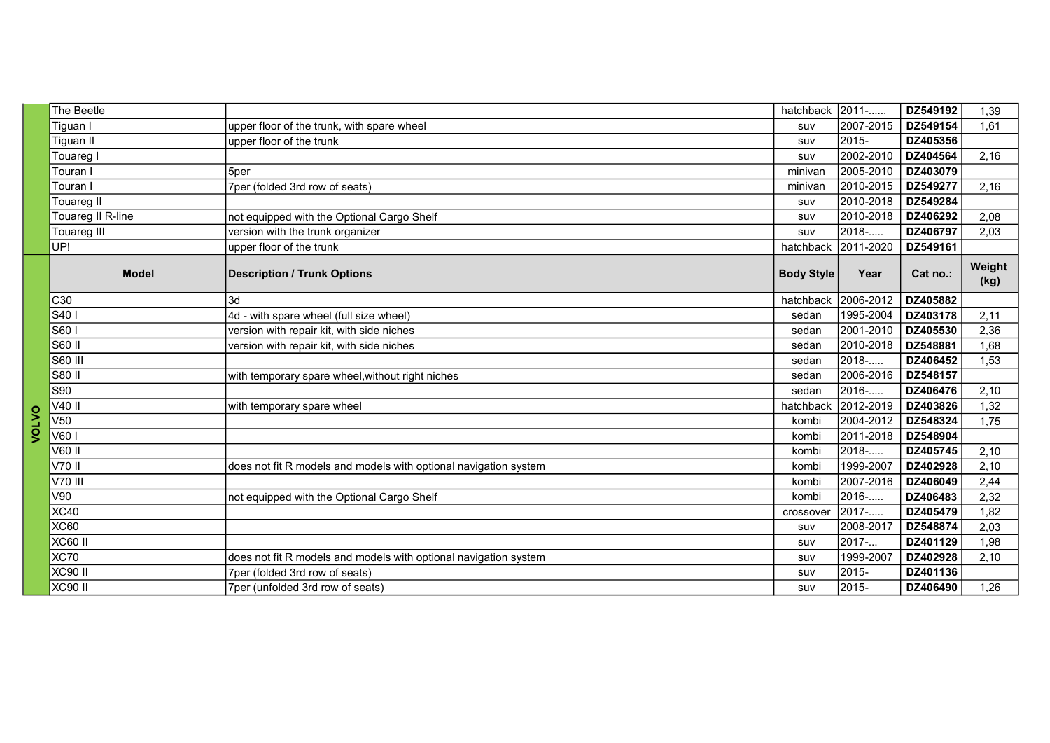| | | | | | | |
|---|---|---|---|---|---|---|
| | The Beetle | | hatchback | 2011-...... | **DZ549192** | 1,39 |
| | Tiguan I | upper floor of the trunk, with spare wheel | suv | 2007-2015 | **DZ549154** | 1,61 |
| | Tiguan II | upper floor of the trunk | suv | 2015- | **DZ405356** | |
| | Touareg I | | suv | 2002-2010 | **DZ404564** | 2,16 |
| | Touran I | 5per | minivan | 2005-2010 | **DZ403079** | |
| | Touran I | 7per (folded 3rd row of seats) | minivan | 2010-2015 | **DZ549277** | 2,16 |
| | Touareg II | | suv | 2010-2018 | **DZ549284** | |
| | Touareg II R-line | not equipped with the Optional Cargo Shelf | suv | 2010-2018 | **DZ406292** | 2,08 |
| | Touareg III | version with the trunk organizer | suv | 2018-..... | **DZ406797** | 2,03 |
| | UP! | upper floor of the trunk | hatchback | 2011-2020 | **DZ549161** | |

| | Model | Description / Trunk Options | Body Style | Year | Cat no.: | Weight (kg) |
|---|---|---|---|---|---|---|
| **VOLVO** | C30 | 3d | hatchback | 2006-2012 | **DZ405882** | |
| | S40 I | 4d - with spare wheel (full size wheel) | sedan | 1995-2004 | **DZ403178** | 2,11 |
| | S60 I | version with repair kit, with side niches | sedan | 2001-2010 | **DZ405530** | 2,36 |
| | S60 II | version with repair kit, with side niches | sedan | 2010-2018 | **DZ548881** | 1,68 |
| | S60 III | | sedan | 2018-..... | **DZ406452** | 1,53 |
| | S80 II | with temporary spare wheel,without right niches | sedan | 2006-2016 | **DZ548157** | |
| | S90 | | sedan | 2016-..... | **DZ406476** | 2,10 |
| | V40 II | with temporary spare wheel | hatchback | 2012-2019 | **DZ403826** | 1,32 |
| | V50 | | kombi | 2004-2012 | **DZ548324** | 1,75 |
| | V60 I | | kombi | 2011-2018 | **DZ548904** | |
| | V60 II | | kombi | 2018-..... | **DZ405745** | 2,10 |
| | V70 II | does not fit R models and models with optional navigation system | kombi | 1999-2007 | **DZ402928** | 2,10 |
| | V70 III | | kombi | 2007-2016 | **DZ406049** | 2,44 |
| | V90 | not equipped with the Optional Cargo Shelf | kombi | 2016-..... | **DZ406483** | 2,32 |
| | XC40 | | crossover | 2017-..... | **DZ405479** | 1,82 |
| | XC60 | | suv | 2008-2017 | **DZ548874** | 2,03 |
| | XC60 II | | suv | 2017-... | **DZ401129** | 1,98 |
| | XC70 | does not fit R models and models with optional navigation system | suv | 1999-2007 | **DZ402928** | 2,10 |
| | XC90 II | 7per (folded 3rd row of seats) | suv | 2015- | **DZ401136** | |
| | XC90 II | 7per (unfolded 3rd row of seats) | suv | 2015- | **DZ406490** | 1,26 |